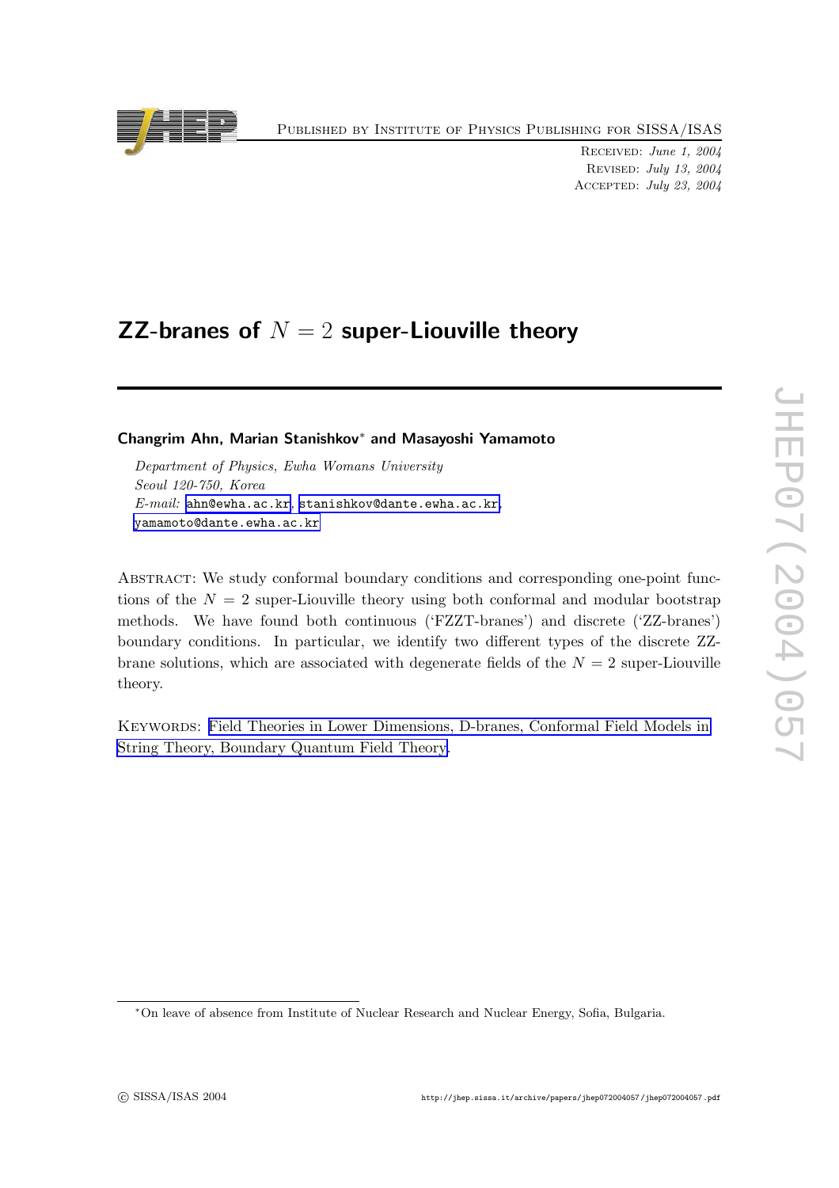# ZZ-branes of $N = 2$ super-Liouville theory

**Changrim Ahn, Marian Stanishkov[*] and Masayoshi Yamamoto**

*Department of Physics, Ewha Womans University*
*Seoul 120-750, Korea*
*E-mail:* ahn@ewha.ac.kr, stanishkov@dante.ewha.ac.kr, yamamoto@dante.ewha.ac.kr

Abstract: We study conformal boundary conditions and corresponding one-point functions of the $N = 2$ super-Liouville theory using both conformal and modular bootstrap methods. We have found both continuous ('FZZT-branes') and discrete ('ZZ-branes') boundary conditions. In particular, we identify two different types of the discrete ZZ-brane solutions, which are associated with degenerate fields of the $N = 2$ super-Liouville theory.

Keywords: Field Theories in Lower Dimensions, D-branes, Conformal Field Models in String Theory, Boundary Quantum Field Theory.

[*] On leave of absence from Institute of Nuclear Research and Nuclear Energy, Sofia, Bulgaria.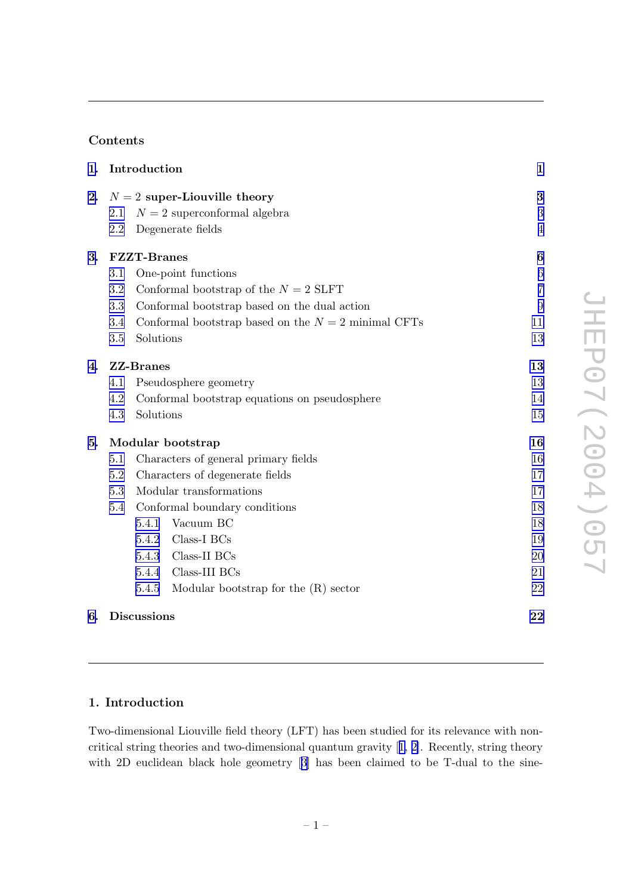## Contents

| | | |
|---|---|---|
| **1.** | **Introduction** | **1** |
| **2.** | **$N = 2$ super-Liouville theory** | **3** |
| | 2.1 $N = 2$ superconformal algebra | 3 |
| | 2.2 Degenerate fields | 4 |
| **3.** | **FZZT-Branes** | **6** |
| | 3.1 One-point functions | 6 |
| | 3.2 Conformal bootstrap of the $N = 2$ SLFT | 7 |
| | 3.3 Conformal bootstrap based on the dual action | 9 |
| | 3.4 Conformal bootstrap based on the $N = 2$ minimal CFTs | 11 |
| | 3.5 Solutions | 13 |
| **4.** | **ZZ-Branes** | **13** |
| | 4.1 Pseudosphere geometry | 13 |
| | 4.2 Conformal bootstrap equations on pseudosphere | 14 |
| | 4.3 Solutions | 15 |
| **5.** | **Modular bootstrap** | **16** |
| | 5.1 Characters of general primary fields | 16 |
| | 5.2 Characters of degenerate fields | 17 |
| | 5.3 Modular transformations | 17 |
| | 5.4 Conformal boundary conditions | 18 |
| | 5.4.1 Vacuum BC | 18 |
| | 5.4.2 Class-I BCs | 19 |
| | 5.4.3 Class-II BCs | 20 |
| | 5.4.4 Class-III BCs | 21 |
| | 5.4.5 Modular bootstrap for the (R) sector | 22 |
| **6.** | **Discussions** | **22** |

## 1. Introduction

Two-dimensional Liouville field theory (LFT) has been studied for its relevance with non-critical string theories and two-dimensional quantum gravity [1, 2]. Recently, string theory with 2D euclidean black hole geometry [3] has been claimed to be T-dual to the sine-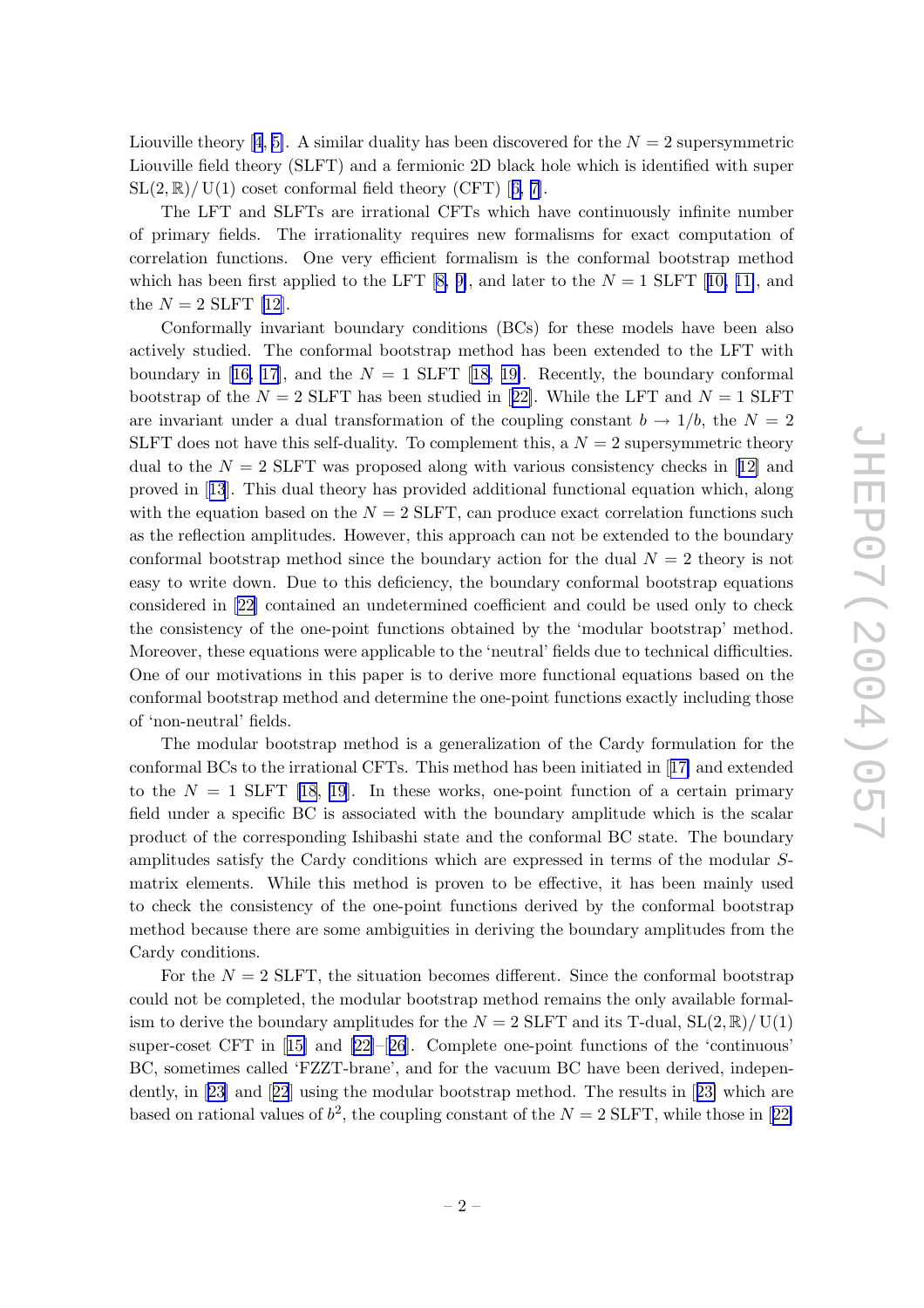Liouville theory [4, 5]. A similar duality has been discovered for the $N = 2$ supersymmetric Liouville field theory (SLFT) and a fermionic 2D black hole which is identified with super $\mathrm{SL}(2,\mathbb{R})/\mathrm{U}(1)$ coset conformal field theory (CFT) [6, 7].

The LFT and SLFTs are irrational CFTs which have continuously infinite number of primary fields. The irrationality requires new formalisms for exact computation of correlation functions. One very efficient formalism is the conformal bootstrap method which has been first applied to the LFT [8, 9], and later to the $N = 1$ SLFT [10, 11], and the $N = 2$ SLFT [12].

Conformally invariant boundary conditions (BCs) for these models have been also actively studied. The conformal bootstrap method has been extended to the LFT with boundary in [16, 17], and the $N = 1$ SLFT [18, 19]. Recently, the boundary conformal bootstrap of the $N = 2$ SLFT has been studied in [22]. While the LFT and $N = 1$ SLFT are invariant under a dual transformation of the coupling constant $b \to 1/b$, the $N = 2$ SLFT does not have this self-duality. To complement this, a $N = 2$ supersymmetric theory dual to the $N = 2$ SLFT was proposed along with various consistency checks in [12] and proved in [13]. This dual theory has provided additional functional equation which, along with the equation based on the $N = 2$ SLFT, can produce exact correlation functions such as the reflection amplitudes. However, this approach can not be extended to the boundary conformal bootstrap method since the boundary action for the dual $N = 2$ theory is not easy to write down. Due to this deficiency, the boundary conformal bootstrap equations considered in [22] contained an undetermined coefficient and could be used only to check the consistency of the one-point functions obtained by the 'modular bootstrap' method. Moreover, these equations were applicable to the 'neutral' fields due to technical difficulties. One of our motivations in this paper is to derive more functional equations based on the conformal bootstrap method and determine the one-point functions exactly including those of 'non-neutral' fields.

The modular bootstrap method is a generalization of the Cardy formulation for the conformal BCs to the irrational CFTs. This method has been initiated in [17] and extended to the $N = 1$ SLFT [18, 19]. In these works, one-point function of a certain primary field under a specific BC is associated with the boundary amplitude which is the scalar product of the corresponding Ishibashi state and the conformal BC state. The boundary amplitudes satisfy the Cardy conditions which are expressed in terms of the modular $S$-matrix elements. While this method is proven to be effective, it has been mainly used to check the consistency of the one-point functions derived by the conformal bootstrap method because there are some ambiguities in deriving the boundary amplitudes from the Cardy conditions.

For the $N = 2$ SLFT, the situation becomes different. Since the conformal bootstrap could not be completed, the modular bootstrap method remains the only available formalism to derive the boundary amplitudes for the $N = 2$ SLFT and its T-dual, $\mathrm{SL}(2,\mathbb{R})/\mathrm{U}(1)$ super-coset CFT in [15] and [22]–[26]. Complete one-point functions of the 'continuous' BC, sometimes called 'FZZT-brane', and for the vacuum BC have been derived, independently, in [23] and [22] using the modular bootstrap method. The results in [23] which are based on rational values of $b^2$, the coupling constant of the $N = 2$ SLFT, while those in [22]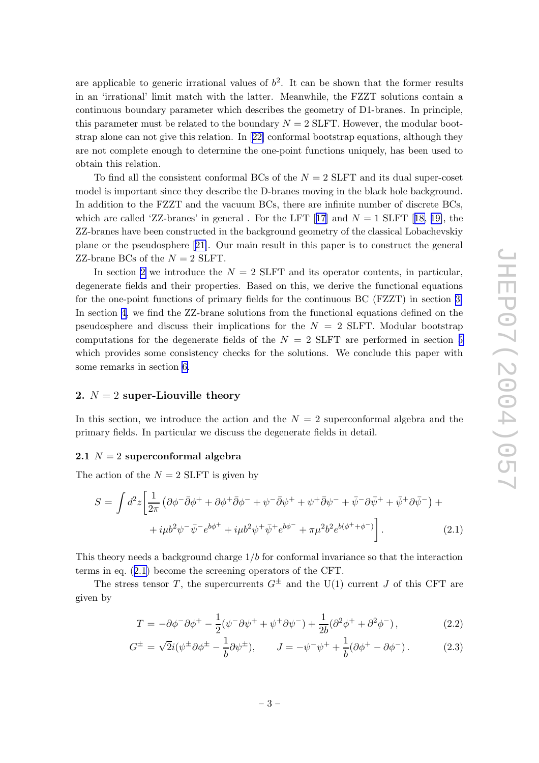are applicable to generic irrational values of $b^2$. It can be shown that the former results in an 'irrational' limit match with the latter. Meanwhile, the FZZT solutions contain a continuous boundary parameter which describes the geometry of D1-branes. In principle, this parameter must be related to the boundary $N = 2$ SLFT. However, the modular bootstrap alone can not give this relation. In [22] conformal bootstrap equations, although they are not complete enough to determine the one-point functions uniquely, has been used to obtain this relation.

To find all the consistent conformal BCs of the $N = 2$ SLFT and its dual super-coset model is important since they describe the D-branes moving in the black hole background. In addition to the FZZT and the vacuum BCs, there are infinite number of discrete BCs, which are called 'ZZ-branes' in general . For the LFT [17] and $N = 1$ SLFT [18, 19], the ZZ-branes have been constructed in the background geometry of the classical Lobachevskiy plane or the pseudosphere [21]. Our main result in this paper is to construct the general ZZ-brane BCs of the $N = 2$ SLFT.

In section 2 we introduce the $N = 2$ SLFT and its operator contents, in particular, degenerate fields and their properties. Based on this, we derive the functional equations for the one-point functions of primary fields for the continuous BC (FZZT) in section 3. In section 4, we find the ZZ-brane solutions from the functional equations defined on the pseudosphere and discuss their implications for the $N = 2$ SLFT. Modular bootstrap computations for the degenerate fields of the $N = 2$ SLFT are performed in section 5 which provides some consistency checks for the solutions. We conclude this paper with some remarks in section 6.

## 2. $N = 2$ super-Liouville theory

In this section, we introduce the action and the $N = 2$ superconformal algebra and the primary fields. In particular we discuss the degenerate fields in detail.

### 2.1 $N = 2$ superconformal algebra

The action of the $N = 2$ SLFT is given by

$$
S = \int d^2z \Big[ \frac{1}{2\pi} \left( \partial\phi^- \bar{\partial}\phi^+ + \partial\phi^+ \bar{\partial}\phi^- + \psi^- \bar{\partial}\psi^+ + \psi^+ \bar{\partial}\psi^- + \bar{\psi}^- \partial\bar{\psi}^+ + \bar{\psi}^+ \partial\bar{\psi}^- \right) + 
$$
$$
+ i\mu b^2 \psi^- \bar{\psi}^- e^{b\phi^+} + i\mu b^2 \psi^+ \bar{\psi}^+ e^{b\phi^-} + \pi\mu^2 b^2 e^{b(\phi^+ + \phi^-)} \Big]. \tag{2.1}
$$

This theory needs a background charge $1/b$ for conformal invariance so that the interaction terms in eq. (2.1) become the screening operators of the CFT.

The stress tensor $T$, the supercurrents $G^{\pm}$ and the U(1) current $J$ of this CFT are given by

$$
T = -\partial\phi^- \partial\phi^+ - \frac{1}{2}(\psi^- \partial\psi^+ + \psi^+ \partial\psi^-) + \frac{1}{2b}(\partial^2\phi^+ + \partial^2\phi^-), \tag{2.2}
$$

$$
G^{\pm} = \sqrt{2}i(\psi^{\pm}\partial\phi^{\pm} - \frac{1}{b}\partial\psi^{\pm}), \qquad J = -\psi^-\psi^+ + \frac{1}{b}(\partial\phi^+ - \partial\phi^-). \tag{2.3}
$$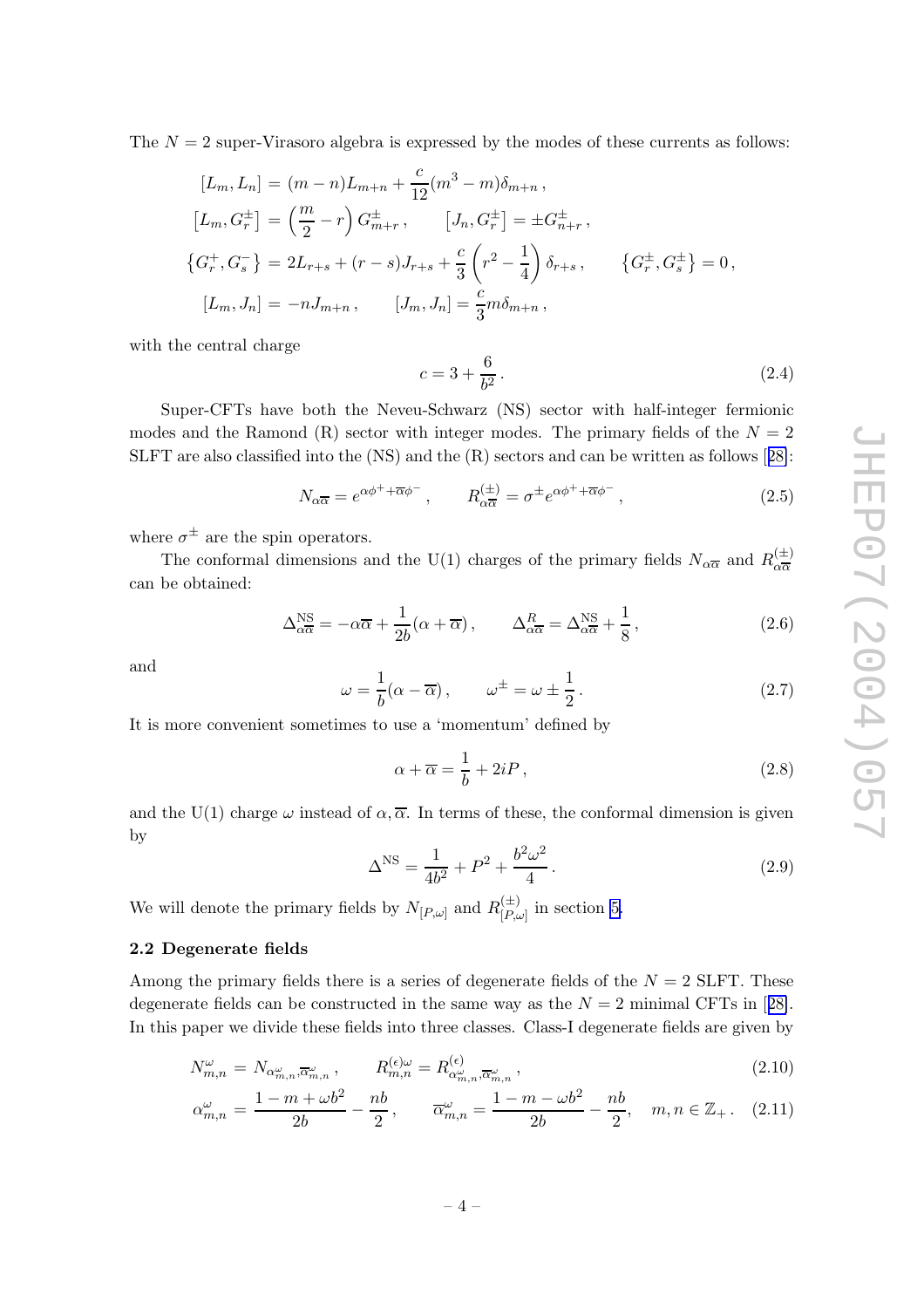The $N = 2$ super-Virasoro algebra is expressed by the modes of these currents as follows:

$$
\begin{aligned}
[L_m, L_n] &= (m-n)L_{m+n} + \frac{c}{12}(m^3 - m)\delta_{m+n}\,, \\
\left[L_m, G_r^{\pm}\right] &= \left(\frac{m}{2} - r\right) G_{m+r}^{\pm}\,, \qquad \left[J_n, G_r^{\pm}\right] = \pm G_{n+r}^{\pm}\,, \\
\left\{G_r^{+}, G_s^{-}\right\} &= 2L_{r+s} + (r-s)J_{r+s} + \frac{c}{3}\left(r^2 - \frac{1}{4}\right)\delta_{r+s}\,, \qquad \left\{G_r^{\pm}, G_s^{\pm}\right\} = 0\,, \\
[L_m, J_n] &= -nJ_{m+n}\,, \qquad [J_m, J_n] = \frac{c}{3}m\delta_{m+n}\,,
\end{aligned}
$$

with the central charge

$$
c = 3 + \frac{6}{b^2}\,. \tag{2.4}
$$

Super-CFTs have both the Neveu-Schwarz (NS) sector with half-integer fermionic modes and the Ramond (R) sector with integer modes. The primary fields of the $N = 2$ SLFT are also classified into the (NS) and the (R) sectors and can be written as follows [28]:

$$
N_{\alpha\overline{\alpha}} = e^{\alpha\phi^{+} + \overline{\alpha}\phi^{-}}\,, \qquad R_{\alpha\overline{\alpha}}^{(\pm)} = \sigma^{\pm} e^{\alpha\phi^{+} + \overline{\alpha}\phi^{-}}\,, \tag{2.5}
$$

where $\sigma^{\pm}$ are the spin operators.

The conformal dimensions and the U(1) charges of the primary fields $N_{\alpha\overline{\alpha}}$ and $R_{\alpha\overline{\alpha}}^{(\pm)}$ can be obtained:

$$
\Delta_{\alpha\overline{\alpha}}^{\mathrm{NS}} = -\alpha\overline{\alpha} + \frac{1}{2b}(\alpha + \overline{\alpha})\,, \qquad \Delta_{\alpha\overline{\alpha}}^{R} = \Delta_{\alpha\overline{\alpha}}^{\mathrm{NS}} + \frac{1}{8}\,, \tag{2.6}
$$

and

$$
\omega = \frac{1}{b}(\alpha - \overline{\alpha})\,, \qquad \omega^{\pm} = \omega \pm \frac{1}{2}\,. \tag{2.7}
$$

It is more convenient sometimes to use a 'momentum' defined by

$$
\alpha + \overline{\alpha} = \frac{1}{b} + 2iP\,, \tag{2.8}
$$

and the U(1) charge $\omega$ instead of $\alpha, \overline{\alpha}$. In terms of these, the conformal dimension is given by

$$
\Delta^{\mathrm{NS}} = \frac{1}{4b^2} + P^2 + \frac{b^2\omega^2}{4}\,. \tag{2.9}
$$

We will denote the primary fields by $N_{[P,\omega]}$ and $R_{[P,\omega]}^{(\pm)}$ in section 5.

### 2.2 Degenerate fields

Among the primary fields there is a series of degenerate fields of the $N = 2$ SLFT. These degenerate fields can be constructed in the same way as the $N = 2$ minimal CFTs in [28]. In this paper we divide these fields into three classes. Class-I degenerate fields are given by

$$
N_{m,n}^{\omega} = N_{\alpha_{m,n}^{\omega}, \overline{\alpha}_{m,n}^{\omega}}\,, \qquad R_{m,n}^{(\epsilon)\omega} = R_{\alpha_{m,n}^{\omega}, \overline{\alpha}_{m,n}^{\omega}}^{(\epsilon)}\,, \tag{2.10}
$$

$$
\alpha_{m,n}^{\omega} = \frac{1 - m + \omega b^2}{2b} - \frac{nb}{2}\,, \qquad \overline{\alpha}_{m,n}^{\omega} = \frac{1 - m - \omega b^2}{2b} - \frac{nb}{2}, \quad m, n \in \mathbb{Z}_{+}\,. \tag{2.11}
$$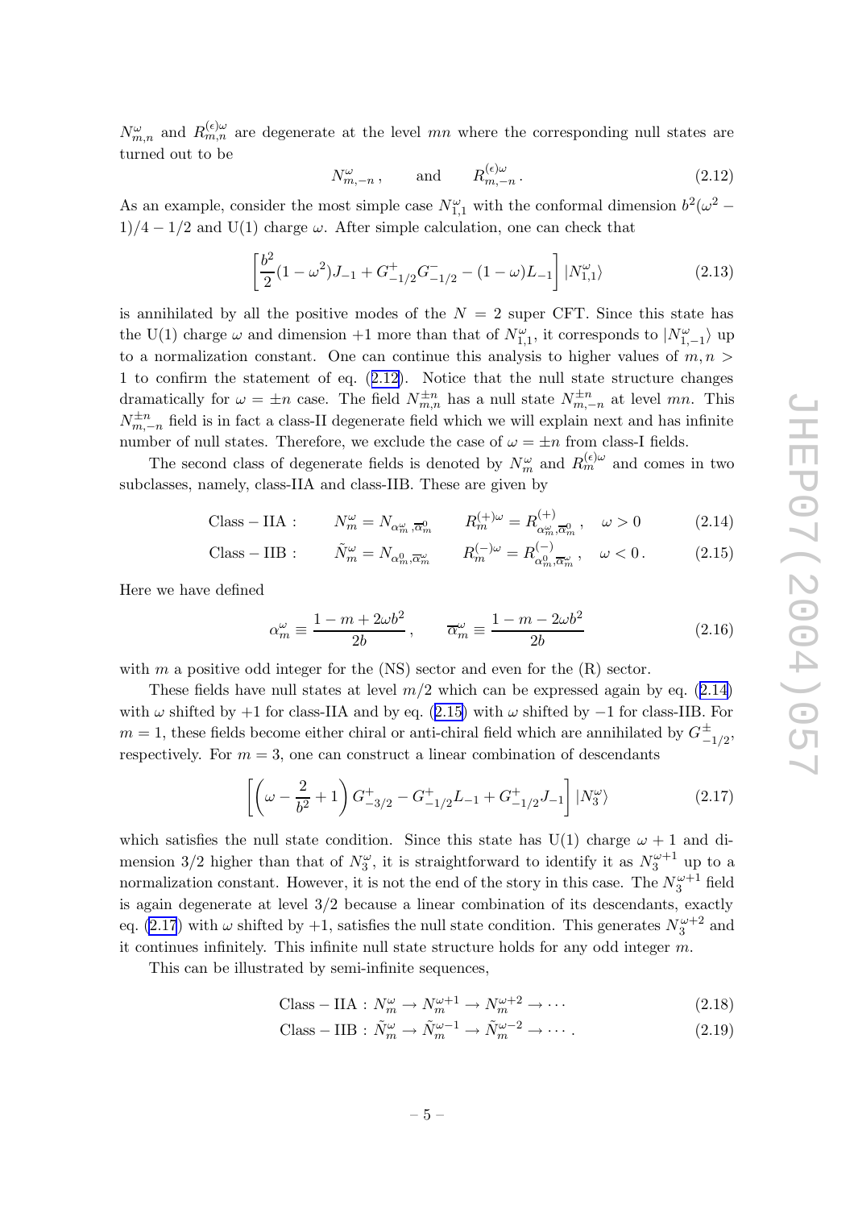$N^{\omega}_{m,n}$ and $R^{(\epsilon)\omega}_{m,n}$ are degenerate at the level $mn$ where the corresponding null states are turned out to be

$$N^{\omega}_{m,-n}\,, \qquad \text{and} \qquad R^{(\epsilon)\omega}_{m,-n}\,. \tag{2.12}$$

As an example, consider the most simple case $N^{\omega}_{1,1}$ with the conformal dimension $b^2(\omega^2-1)/4-1/2$ and U(1) charge $\omega$. After simple calculation, one can check that

$$\left[\frac{b^2}{2}(1-\omega^2)J_{-1}+G^{+}_{-1/2}G^{-}_{-1/2}-(1-\omega)L_{-1}\right]|N^{\omega}_{1,1}\rangle \tag{2.13}$$

is annihilated by all the positive modes of the $N=2$ super CFT. Since this state has the U(1) charge $\omega$ and dimension $+1$ more than that of $N^{\omega}_{1,1}$, it corresponds to $|N^{\omega}_{1,-1}\rangle$ up to a normalization constant. One can continue this analysis to higher values of $m,n>1$ to confirm the statement of eq. (2.12). Notice that the null state structure changes dramatically for $\omega=\pm n$ case. The field $N^{\pm n}_{m,n}$ has a null state $N^{\pm n}_{m,-n}$ at level $mn$. This $N^{\pm n}_{m,-n}$ field is in fact a class-II degenerate field which we will explain next and has infinite number of null states. Therefore, we exclude the case of $\omega=\pm n$ from class-I fields.

The second class of degenerate fields is denoted by $N^{\omega}_{m}$ and $R^{(\epsilon)\omega}_{m}$ and comes in two subclasses, namely, class-IIA and class-IIB. These are given by

$$\text{Class}-\text{IIA}: \qquad N^{\omega}_{m}=N_{\alpha^{\omega}_{m},\overline{\alpha}^{0}_{m}} \qquad R^{(+)\omega}_{m}=R^{(+)}_{\alpha^{\omega}_{m},\overline{\alpha}^{0}_{m}}\,, \quad \omega>0 \tag{2.14}$$

$$\text{Class}-\text{IIB}: \qquad \tilde{N}^{\omega}_{m}=N_{\alpha^{0}_{m},\overline{\alpha}^{\omega}_{m}} \qquad R^{(-)\omega}_{m}=R^{(-)}_{\alpha^{0}_{m},\overline{\alpha}^{\omega}_{m}}\,, \quad \omega<0\,. \tag{2.15}$$

Here we have defined

$$\alpha^{\omega}_{m}\equiv\frac{1-m+2\omega b^2}{2b}\,, \qquad \overline{\alpha}^{\omega}_{m}\equiv\frac{1-m-2\omega b^2}{2b} \tag{2.16}$$

with $m$ a positive odd integer for the (NS) sector and even for the (R) sector.

These fields have null states at level $m/2$ which can be expressed again by eq. (2.14) with $\omega$ shifted by $+1$ for class-IIA and by eq. (2.15) with $\omega$ shifted by $-1$ for class-IIB. For $m=1$, these fields become either chiral or anti-chiral field which are annihilated by $G^{\pm}_{-1/2}$, respectively. For $m=3$, one can construct a linear combination of descendants

$$\left[\left(\omega-\frac{2}{b^2}+1\right)G^{+}_{-3/2}-G^{+}_{-1/2}L_{-1}+G^{+}_{-1/2}J_{-1}\right]|N^{\omega}_{3}\rangle \tag{2.17}$$

which satisfies the null state condition. Since this state has U(1) charge $\omega+1$ and dimension $3/2$ higher than that of $N^{\omega}_{3}$, it is straightforward to identify it as $N^{\omega+1}_{3}$ up to a normalization constant. However, it is not the end of the story in this case. The $N^{\omega+1}_{3}$ field is again degenerate at level $3/2$ because a linear combination of its descendants, exactly eq. (2.17) with $\omega$ shifted by $+1$, satisfies the null state condition. This generates $N^{\omega+2}_{3}$ and it continues infinitely. This infinite null state structure holds for any odd integer $m$.

This can be illustrated by semi-infinite sequences,

$$\text{Class}-\text{IIA}: N^{\omega}_{m}\rightarrow N^{\omega+1}_{m}\rightarrow N^{\omega+2}_{m}\rightarrow\cdots \tag{2.18}$$

$$\text{Class}-\text{IIB}: \tilde{N}^{\omega}_{m}\rightarrow \tilde{N}^{\omega-1}_{m}\rightarrow \tilde{N}^{\omega-2}_{m}\rightarrow\cdots\,. \tag{2.19}$$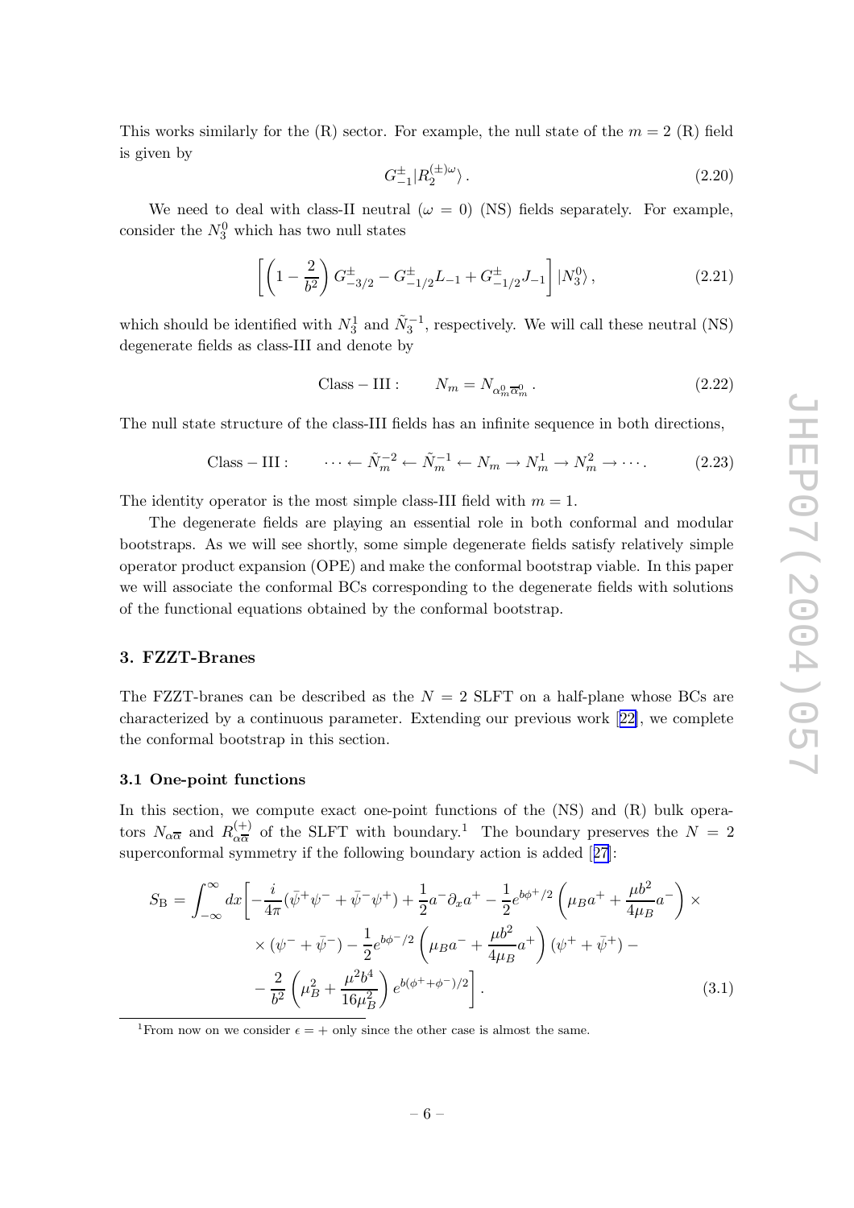This works similarly for the (R) sector. For example, the null state of the $m = 2$ (R) field is given by

$$G^{\pm}_{-1}|R_2^{(\pm)\omega}\rangle\,. \tag{2.20}$$

We need to deal with class-II neutral ($\omega = 0$) (NS) fields separately. For example, consider the $N_3^0$ which has two null states

$$\left[\left(1-\frac{2}{b^2}\right)G^{\pm}_{-3/2} - G^{\pm}_{-1/2}L_{-1} + G^{\pm}_{-1/2}J_{-1}\right]|N_3^0\rangle\,, \tag{2.21}$$

which should be identified with $N_3^1$ and $\tilde{N}_3^{-1}$, respectively. We will call these neutral (NS) degenerate fields as class-III and denote by

$$\text{Class}-\text{III}: \qquad N_m = N_{\alpha_m^0\overline{\alpha}_m^0}\,. \tag{2.22}$$

The null state structure of the class-III fields has an infinite sequence in both directions,

$$\text{Class}-\text{III}: \qquad \cdots \leftarrow \tilde{N}_m^{-2} \leftarrow \tilde{N}_m^{-1} \leftarrow N_m \rightarrow N_m^1 \rightarrow N_m^2 \rightarrow \cdots\,. \tag{2.23}$$

The identity operator is the most simple class-III field with $m = 1$.

The degenerate fields are playing an essential role in both conformal and modular bootstraps. As we will see shortly, some simple degenerate fields satisfy relatively simple operator product expansion (OPE) and make the conformal bootstrap viable. In this paper we will associate the conformal BCs corresponding to the degenerate fields with solutions of the functional equations obtained by the conformal bootstrap.

## 3. FZZT-Branes

The FZZT-branes can be described as the $N = 2$ SLFT on a half-plane whose BCs are characterized by a continuous parameter. Extending our previous work [22], we complete the conformal bootstrap in this section.

### 3.1 One-point functions

In this section, we compute exact one-point functions of the (NS) and (R) bulk operators $N_{\alpha\overline{\alpha}}$ and $R^{(+)}_{\alpha\overline{\alpha}}$ of the SLFT with boundary.[1] The boundary preserves the $N = 2$ superconformal symmetry if the following boundary action is added [27]:

$$\begin{aligned}
S_{\rm B} = \int_{-\infty}^{\infty} dx \bigg[ &-\frac{i}{4\pi}(\bar{\psi}^+\psi^- + \bar{\psi}^-\psi^+) + \frac{1}{2}a^-\partial_x a^+ - \frac{1}{2}e^{b\phi^+/2}\left(\mu_B a^+ + \frac{\mu b^2}{4\mu_B}a^-\right) \times \\
&\times (\psi^- + \bar{\psi}^-) - \frac{1}{2}e^{b\phi^-/2}\left(\mu_B a^- + \frac{\mu b^2}{4\mu_B}a^+\right)(\psi^+ + \bar{\psi}^+) - \\
&- \frac{2}{b^2}\left(\mu_B^2 + \frac{\mu^2 b^4}{16\mu_B^2}\right)e^{b(\phi^+ + \phi^-)/2}\bigg]\,.
\end{aligned} \tag{3.1}$$

[1] From now on we consider $\epsilon = +$ only since the other case is almost the same.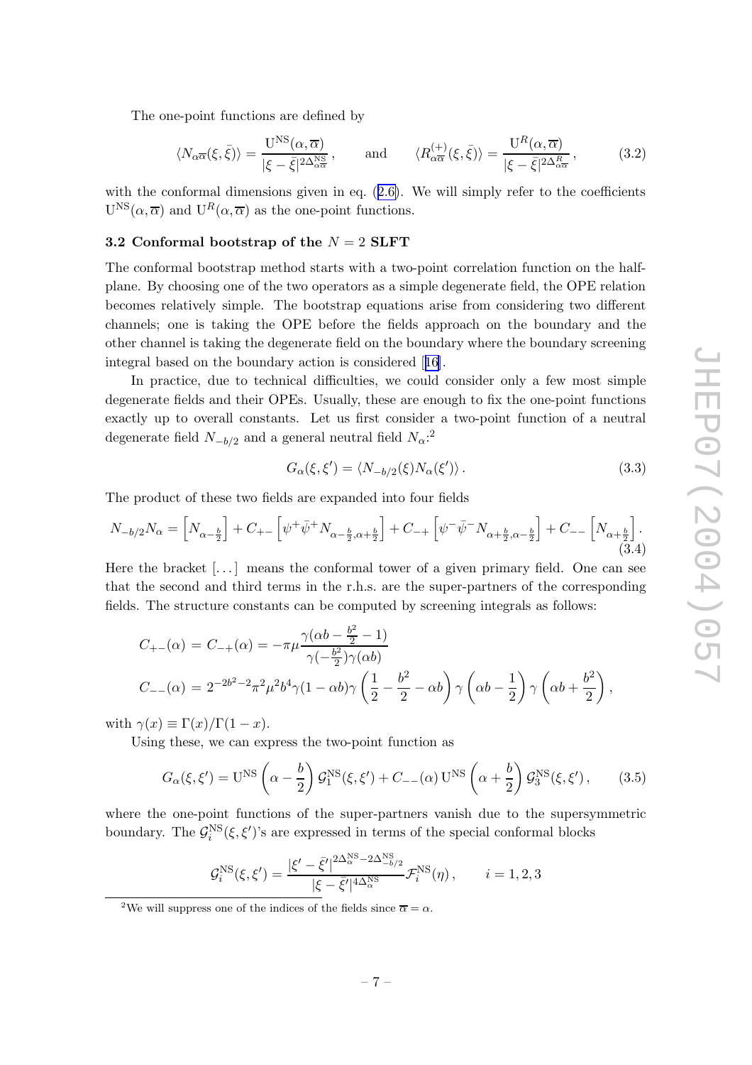The one-point functions are defined by

$$\langle N_{\alpha\overline{\alpha}}(\xi,\bar{\xi})\rangle = \frac{\mathrm{U}^{\mathrm{NS}}(\alpha,\overline{\alpha})}{|\xi-\bar{\xi}|^{2\Delta^{\mathrm{NS}}_{\alpha\overline{\alpha}}}}\,, \qquad \text{and} \qquad \langle R^{(+)}_{\alpha\overline{\alpha}}(\xi,\bar{\xi})\rangle = \frac{\mathrm{U}^{R}(\alpha,\overline{\alpha})}{|\xi-\bar{\xi}|^{2\Delta^{R}_{\alpha\overline{\alpha}}}}\,, \tag{3.2}$$

with the conformal dimensions given in eq. (2.6). We will simply refer to the coefficients $\mathrm{U}^{\mathrm{NS}}(\alpha,\overline{\alpha})$ and $\mathrm{U}^{R}(\alpha,\overline{\alpha})$ as the one-point functions.

### 3.2 Conformal bootstrap of the $N = 2$ SLFT

The conformal bootstrap method starts with a two-point correlation function on the half-plane. By choosing one of the two operators as a simple degenerate field, the OPE relation becomes relatively simple. The bootstrap equations arise from considering two different channels; one is taking the OPE before the fields approach on the boundary and the other channel is taking the degenerate field on the boundary where the boundary screening integral based on the boundary action is considered [16].

In practice, due to technical difficulties, we could consider only a few most simple degenerate fields and their OPEs. Usually, these are enough to fix the one-point functions exactly up to overall constants. Let us first consider a two-point function of a neutral degenerate field $N_{-b/2}$ and a general neutral field $N_\alpha$:[2]

$$G_\alpha(\xi,\xi') = \langle N_{-b/2}(\xi) N_\alpha(\xi')\rangle\,. \tag{3.3}$$

The product of these two fields are expanded into four fields

$$N_{-b/2}N_\alpha = \left[N_{\alpha-\frac{b}{2}}\right] + C_{+-}\left[\psi^+\bar{\psi}^+ N_{\alpha-\frac{b}{2},\alpha+\frac{b}{2}}\right] + C_{-+}\left[\psi^-\bar{\psi}^- N_{\alpha+\frac{b}{2},\alpha-\frac{b}{2}}\right] + C_{--}\left[N_{\alpha+\frac{b}{2}}\right]. \tag{3.4}$$

Here the bracket $[\dots]$ means the conformal tower of a given primary field. One can see that the second and third terms in the r.h.s. are the super-partners of the corresponding fields. The structure constants can be computed by screening integrals as follows:

$$\begin{aligned}
C_{+-}(\alpha) &= C_{-+}(\alpha) = -\pi\mu \frac{\gamma(\alpha b - \frac{b^2}{2} - 1)}{\gamma(-\frac{b^2}{2})\gamma(\alpha b)} \\
C_{--}(\alpha) &= 2^{-2b^2-2}\pi^2\mu^2 b^4 \gamma(1-\alpha b)\gamma\left(\frac{1}{2}-\frac{b^2}{2}-\alpha b\right)\gamma\left(\alpha b - \frac{1}{2}\right)\gamma\left(\alpha b + \frac{b^2}{2}\right),
\end{aligned}$$

with $\gamma(x) \equiv \Gamma(x)/\Gamma(1-x)$.

Using these, we can express the two-point function as

$$G_\alpha(\xi,\xi') = \mathrm{U}^{\mathrm{NS}}\left(\alpha-\frac{b}{2}\right)\mathcal{G}_1^{\mathrm{NS}}(\xi,\xi') + C_{--}(\alpha)\,\mathrm{U}^{\mathrm{NS}}\left(\alpha+\frac{b}{2}\right)\mathcal{G}_3^{\mathrm{NS}}(\xi,\xi')\,, \tag{3.5}$$

where the one-point functions of the super-partners vanish due to the supersymmetric boundary. The $\mathcal{G}_i^{\mathrm{NS}}(\xi,\xi')$'s are expressed in terms of the special conformal blocks

$$\mathcal{G}_i^{\mathrm{NS}}(\xi,\xi') = \frac{|\xi'-\bar{\xi}'|^{2\Delta_\alpha^{\mathrm{NS}}-2\Delta_{-b/2}^{\mathrm{NS}}}}{|\xi-\bar{\xi}'|^{4\Delta_\alpha^{\mathrm{NS}}}}\mathcal{F}_i^{\mathrm{NS}}(\eta)\,, \qquad i=1,2,3$$

[2] We will suppress one of the indices of the fields since $\overline{\alpha} = \alpha$.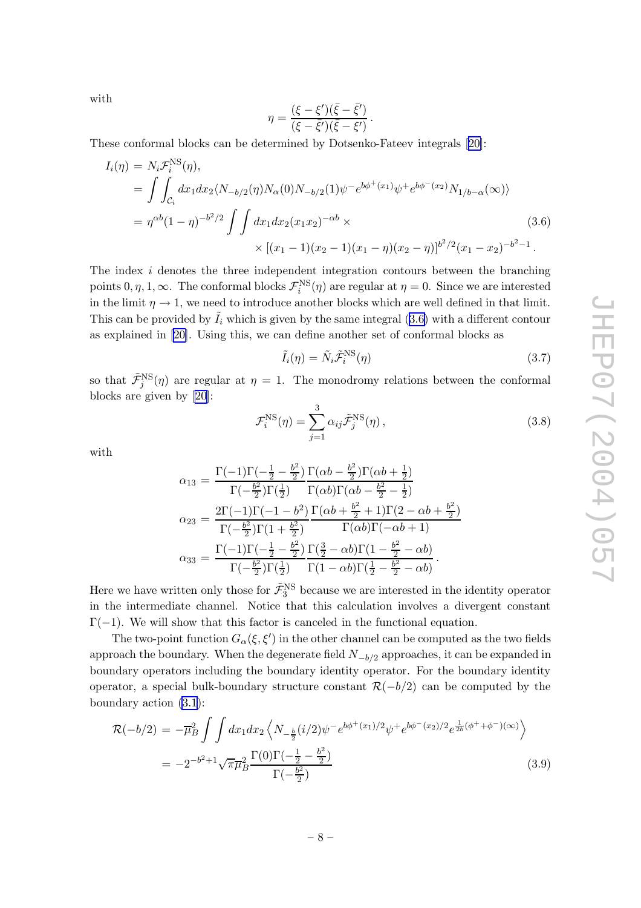with

$$
\eta = \frac{(\xi - \xi')(\bar{\xi} - \bar{\xi}')}{(\xi - \bar{\xi}')(\bar{\xi} - \xi')} .
$$

These conformal blocks can be determined by Dotsenko-Fateev integrals [20]:

$$
\begin{aligned}
I_i(\eta) &= N_i \mathcal{F}_i^{\rm NS}(\eta), \\
&= \int\int_{\mathcal{C}_i} dx_1 dx_2 \langle N_{-b/2}(\eta) N_\alpha(0) N_{-b/2}(1) \psi^- e^{b\phi^+(x_1)} \psi^+ e^{b\phi^-(x_2)} N_{1/b-\alpha}(\infty)\rangle \\
&= \eta^{\alpha b}(1-\eta)^{-b^2/2} \int\int dx_1 dx_2 (x_1 x_2)^{-\alpha b} \times \qquad\qquad (3.6) \\
&\qquad \times \left[(x_1 - 1)(x_2 - 1)(x_1 - \eta)(x_2 - \eta)\right]^{b^2/2} (x_1 - x_2)^{-b^2-1} .
\end{aligned}
$$

The index $i$ denotes the three independent integration contours between the branching points $0, \eta, 1, \infty$. The conformal blocks $\mathcal{F}_i^{\rm NS}(\eta)$ are regular at $\eta = 0$. Since we are interested in the limit $\eta \to 1$, we need to introduce another blocks which are well defined in that limit. This can be provided by $\tilde{I}_i$ which is given by the same integral (3.6) with a different contour as explained in [20]. Using this, we can define another set of conformal blocks as

$$
\tilde{I}_i(\eta) = \tilde{N}_i \tilde{\mathcal{F}}_i^{\rm NS}(\eta) \qquad (3.7)
$$

so that $\tilde{\mathcal{F}}_j^{\rm NS}(\eta)$ are regular at $\eta = 1$. The monodromy relations between the conformal blocks are given by [20]:

$$
\mathcal{F}_i^{\rm NS}(\eta) = \sum_{j=1}^{3} \alpha_{ij} \tilde{\mathcal{F}}_j^{\rm NS}(\eta) , \qquad (3.8)
$$

with

$$
\begin{aligned}
\alpha_{13} &= \frac{\Gamma(-1)\Gamma(-\frac{1}{2} - \frac{b^2}{2})}{\Gamma(-\frac{b^2}{2})\Gamma(\frac{1}{2})} \frac{\Gamma(\alpha b - \frac{b^2}{2})\Gamma(\alpha b + \frac{1}{2})}{\Gamma(\alpha b)\Gamma(\alpha b - \frac{b^2}{2} - \frac{1}{2})} \\
\alpha_{23} &= \frac{2\Gamma(-1)\Gamma(-1 - b^2)}{\Gamma(-\frac{b^2}{2})\Gamma(1 + \frac{b^2}{2})} \frac{\Gamma(\alpha b + \frac{b^2}{2} + 1)\Gamma(2 - \alpha b + \frac{b^2}{2})}{\Gamma(\alpha b)\Gamma(-\alpha b + 1)} \\
\alpha_{33} &= \frac{\Gamma(-1)\Gamma(-\frac{1}{2} - \frac{b^2}{2})}{\Gamma(-\frac{b^2}{2})\Gamma(\frac{1}{2})} \frac{\Gamma(\frac{3}{2} - \alpha b)\Gamma(1 - \frac{b^2}{2} - \alpha b)}{\Gamma(1 - \alpha b)\Gamma(\frac{1}{2} - \frac{b^2}{2} - \alpha b)} .
\end{aligned}
$$

Here we have written only those for $\tilde{\mathcal{F}}_3^{\rm NS}$ because we are interested in the identity operator in the intermediate channel. Notice that this calculation involves a divergent constant $\Gamma(-1)$. We will show that this factor is canceled in the functional equation.

The two-point function $G_\alpha(\xi, \xi')$ in the other channel can be computed as the two fields approach the boundary. When the degenerate field $N_{-b/2}$ approaches, it can be expanded in boundary operators including the boundary identity operator. For the boundary identity operator, a special bulk-boundary structure constant $\mathcal{R}(-b/2)$ can be computed by the boundary action (3.1):

$$
\begin{aligned}
\mathcal{R}(-b/2) &= -\overline{\mu}_B^2 \int\int dx_1 dx_2 \left\langle N_{-\frac{b}{2}}(i/2) \psi^- e^{b\phi^+(x_1)/2} \psi^+ e^{b\phi^-(x_2)/2} e^{\frac{1}{2b}(\phi^+ + \phi^-)(\infty)} \right\rangle \\
&= -2^{-b^2+1} \sqrt{\pi}\, \overline{\mu}_B^2 \frac{\Gamma(0)\Gamma(-\frac{1}{2} - \frac{b^2}{2})}{\Gamma(-\frac{b^2}{2})} \qquad (3.9)
\end{aligned}
$$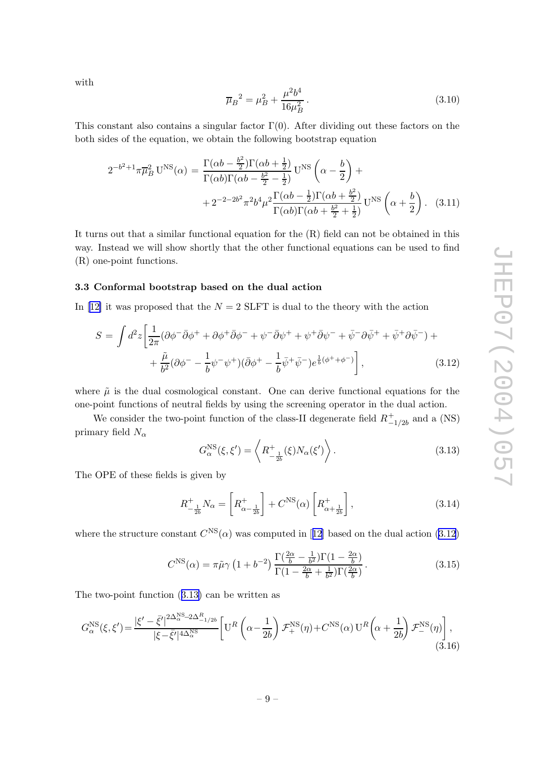with

$$\overline{\mu}_B{}^2 = \mu_B^2 + \frac{\mu^2 b^4}{16\mu_B^2}\,. \tag{3.10}$$

This constant also contains a singular factor $\Gamma(0)$. After dividing out these factors on the both sides of the equation, we obtain the following bootstrap equation

$$\begin{aligned} 2^{-b^2+1}\pi\overline{\mu}_B^2\,\mathrm{U}^{\mathrm{NS}}(\alpha) &= \frac{\Gamma(\alpha b - \frac{b^2}{2})\Gamma(\alpha b + \frac{1}{2})}{\Gamma(\alpha b)\Gamma(\alpha b - \frac{b^2}{2} - \frac{1}{2})}\,\mathrm{U}^{\mathrm{NS}}\left(\alpha - \frac{b}{2}\right) + \\ &+ 2^{-2-2b^2}\pi^2 b^4 \mu^2 \frac{\Gamma(\alpha b - \frac{1}{2})\Gamma(\alpha b + \frac{b^2}{2})}{\Gamma(\alpha b)\Gamma(\alpha b + \frac{b^2}{2} + \frac{1}{2})}\,\mathrm{U}^{\mathrm{NS}}\left(\alpha + \frac{b}{2}\right). \end{aligned} \tag{3.11}$$

It turns out that a similar functional equation for the (R) field can not be obtained in this way. Instead we will show shortly that the other functional equations can be used to find (R) one-point functions.

### 3.3 Conformal bootstrap based on the dual action

In [12] it was proposed that the $N = 2$ SLFT is dual to the theory with the action

$$\begin{aligned} S = \int d^2z \bigg[ &\frac{1}{2\pi}(\partial\phi^-\bar{\partial}\phi^+ + \partial\phi^+\bar{\partial}\phi^- + \psi^-\bar{\partial}\psi^+ + \psi^+\bar{\partial}\psi^- + \bar{\psi}^-\partial\bar{\psi}^+ + \bar{\psi}^+\partial\bar{\psi}^-) + \\ &+ \frac{\tilde{\mu}}{b^2}(\partial\phi^- - \frac{1}{b}\psi^-\psi^+)(\bar{\partial}\phi^+ - \frac{1}{b}\bar{\psi}^+\bar{\psi}^-)e^{\frac{1}{b}(\phi^+ + \phi^-)}\bigg], \end{aligned} \tag{3.12}$$

where $\tilde{\mu}$ is the dual cosmological constant. One can derive functional equations for the one-point functions of neutral fields by using the screening operator in the dual action.

We consider the two-point function of the class-II degenerate field $R^+_{-1/2b}$ and a (NS) primary field $N_\alpha$

$$G^{\mathrm{NS}}_\alpha(\xi, \xi') = \left\langle R^+_{-\frac{1}{2b}}(\xi) N_\alpha(\xi') \right\rangle. \tag{3.13}$$

The OPE of these fields is given by

$$R^+_{-\frac{1}{2b}} N_\alpha = \left[ R^+_{\alpha - \frac{1}{2b}} \right] + C^{\mathrm{NS}}(\alpha) \left[ R^+_{\alpha + \frac{1}{2b}} \right], \tag{3.14}$$

where the structure constant $C^{\mathrm{NS}}(\alpha)$ was computed in [12] based on the dual action (3.12)

$$C^{\mathrm{NS}}(\alpha) = \pi\tilde{\mu}\gamma\left(1 + b^{-2}\right) \frac{\Gamma(\frac{2\alpha}{b} - \frac{1}{b^2})\Gamma(1 - \frac{2\alpha}{b})}{\Gamma(1 - \frac{2\alpha}{b} + \frac{1}{b^2})\Gamma(\frac{2\alpha}{b})}\,. \tag{3.15}$$

The two-point function (3.13) can be written as

$$G^{\mathrm{NS}}_\alpha(\xi, \xi') = \frac{|\xi' - \bar{\xi}'|^{2\Delta^{\mathrm{NS}}_\alpha - 2\Delta^R_{-1/2b}}}{|\xi - \bar{\xi}'|^{4\Delta^{\mathrm{NS}}_\alpha}} \left[ \mathrm{U}^R\left(\alpha - \frac{1}{2b}\right)\mathcal{F}^{\mathrm{NS}}_+(\eta) + C^{\mathrm{NS}}(\alpha)\,\mathrm{U}^R\left(\alpha + \frac{1}{2b}\right)\mathcal{F}^{\mathrm{NS}}_-(\eta) \right], \tag{3.16}$$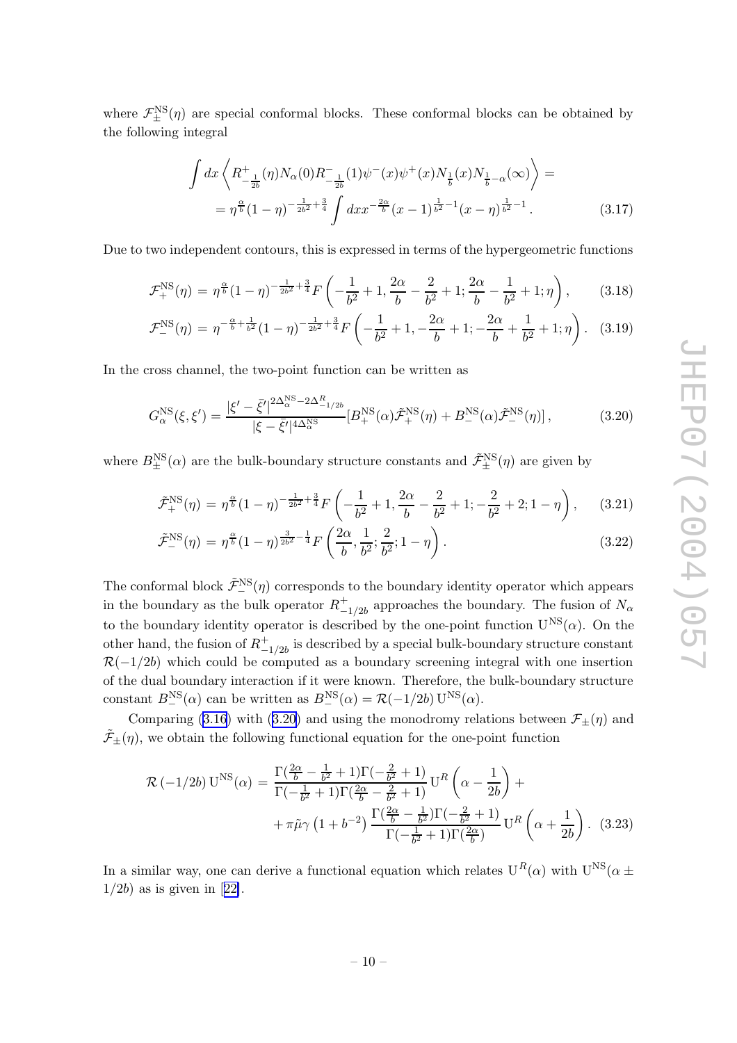where $\mathcal{F}_{\pm}^{\rm NS}(\eta)$ are special conformal blocks. These conformal blocks can be obtained by the following integral

$$
\begin{aligned}
\int dx \left\langle R^{+}_{-\frac{1}{2b}}(\eta) N_\alpha(0) R^{-}_{-\frac{1}{2b}}(1) \psi^-(x)\psi^+(x) N_{\frac{1}{b}}(x) N_{\frac{1}{b}-\alpha}(\infty)\right\rangle = \\
= \eta^{\frac{\alpha}{b}}(1-\eta)^{-\frac{1}{2b^2}+\frac{3}{4}} \int dx x^{-\frac{2\alpha}{b}}(x-1)^{\frac{1}{b^2}-1}(x-\eta)^{\frac{1}{b^2}-1} \,. \qquad (3.17)
\end{aligned}
$$

Due to two independent contours, this is expressed in terms of the hypergeometric functions

$$
\mathcal{F}_{+}^{\rm NS}(\eta) = \eta^{\frac{\alpha}{b}}(1-\eta)^{-\frac{1}{2b^2}+\frac{3}{4}} F\left(-\frac{1}{b^2}+1, \frac{2\alpha}{b}-\frac{2}{b^2}+1; \frac{2\alpha}{b}-\frac{1}{b^2}+1; \eta\right), \qquad (3.18)
$$

$$
\mathcal{F}_{-}^{\rm NS}(\eta) = \eta^{-\frac{\alpha}{b}+\frac{1}{b^2}}(1-\eta)^{-\frac{1}{2b^2}+\frac{3}{4}} F\left(-\frac{1}{b^2}+1, -\frac{2\alpha}{b}+1; -\frac{2\alpha}{b}+\frac{1}{b^2}+1; \eta\right). \qquad (3.19)
$$

In the cross channel, the two-point function can be written as

$$
G_\alpha^{\rm NS}(\xi,\xi') = \frac{|\xi'-\bar{\xi}'|^{2\Delta_\alpha^{\rm NS}-2\Delta^R_{-1/2b}}}{|\xi-\bar{\xi}'|^{4\Delta_\alpha^{\rm NS}}} [B_+^{\rm NS}(\alpha)\tilde{\mathcal{F}}_+^{\rm NS}(\eta) + B_-^{\rm NS}(\alpha)\tilde{\mathcal{F}}_-^{\rm NS}(\eta)]\,, \qquad (3.20)
$$

where $B_{\pm}^{\rm NS}(\alpha)$ are the bulk-boundary structure constants and $\tilde{\mathcal{F}}_{\pm}^{\rm NS}(\eta)$ are given by

$$
\tilde{\mathcal{F}}_{+}^{\rm NS}(\eta) = \eta^{\frac{\alpha}{b}}(1-\eta)^{-\frac{1}{2b^2}+\frac{3}{4}} F\left(-\frac{1}{b^2}+1, \frac{2\alpha}{b}-\frac{2}{b^2}+1; -\frac{2}{b^2}+2; 1-\eta\right), \qquad (3.21)
$$

$$
\tilde{\mathcal{F}}_{-}^{\rm NS}(\eta) = \eta^{\frac{\alpha}{b}}(1-\eta)^{\frac{3}{2b^2}-\frac{1}{4}} F\left(\frac{2\alpha}{b}, \frac{1}{b^2}; \frac{2}{b^2}; 1-\eta\right). \qquad (3.22)
$$

The conformal block $\tilde{\mathcal{F}}_{-}^{\rm NS}(\eta)$ corresponds to the boundary identity operator which appears in the boundary as the bulk operator $R^+_{-1/2b}$ approaches the boundary. The fusion of $N_\alpha$ to the boundary identity operator is described by the one-point function $\mathrm{U}^{\rm NS}(\alpha)$. On the other hand, the fusion of $R^+_{-1/2b}$ is described by a special bulk-boundary structure constant $\mathcal{R}(-1/2b)$ which could be computed as a boundary screening integral with one insertion of the dual boundary interaction if it were known. Therefore, the bulk-boundary structure constant $B_-^{\rm NS}(\alpha)$ can be written as $B_-^{\rm NS}(\alpha) = \mathcal{R}(-1/2b)\,\mathrm{U}^{\rm NS}(\alpha)$.

Comparing (3.16) with (3.20) and using the monodromy relations between $\mathcal{F}_{\pm}(\eta)$ and $\tilde{\mathcal{F}}_{\pm}(\eta)$, we obtain the following functional equation for the one-point function

$$
\begin{aligned}
\mathcal{R}\left(-1/2b\right)\mathrm{U}^{\rm NS}(\alpha) = \frac{\Gamma(\frac{2\alpha}{b}-\frac{1}{b^2}+1)\Gamma(-\frac{2}{b^2}+1)}{\Gamma(-\frac{1}{b^2}+1)\Gamma(\frac{2\alpha}{b}-\frac{2}{b^2}+1)}\,\mathrm{U}^R\left(\alpha-\frac{1}{2b}\right) + \\
+ \pi\tilde{\mu}\gamma\left(1+b^{-2}\right)\frac{\Gamma(\frac{2\alpha}{b}-\frac{1}{b^2})\Gamma(-\frac{2}{b^2}+1)}{\Gamma(-\frac{1}{b^2}+1)\Gamma(\frac{2\alpha}{b})}\,\mathrm{U}^R\left(\alpha+\frac{1}{2b}\right). \qquad (3.23)
\end{aligned}
$$

In a similar way, one can derive a functional equation which relates $\mathrm{U}^R(\alpha)$ with $\mathrm{U}^{\rm NS}(\alpha \pm 1/2b)$ as is given in [22].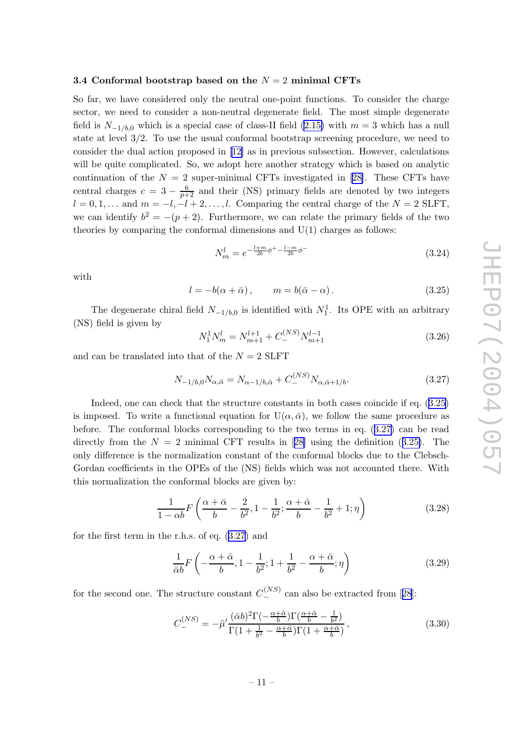### 3.4 Conformal bootstrap based on the $N = 2$ minimal CFTs

So far, we have considered only the neutral one-point functions. To consider the charge sector, we need to consider a non-neutral degenerate field. The most simple degenerate field is $N_{-1/b,0}$ which is a special case of class-II field (2.15) with $m = 3$ which has a null state at level 3/2. To use the usual conformal bootstrap screening procedure, we need to consider the dual action proposed in [12] as in previous subsection. However, calculations will be quite complicated. So, we adopt here another strategy which is based on analytic continuation of the $N = 2$ super-minimal CFTs investigated in [28]. These CFTs have central charges $c = 3 - \frac{6}{p+2}$ and their (NS) primary fields are denoted by two integers $l = 0, 1, \ldots$ and $m = -l, -l+2, \ldots, l$. Comparing the central charge of the $N = 2$ SLFT, we can identify $b^2 = -(p+2)$. Furthermore, we can relate the primary fields of the two theories by comparing the conformal dimensions and U(1) charges as follows:

$$
N^l_m = e^{-\frac{l+m}{2b}\phi^+ - \frac{l-m}{2b}\phi^-} \tag{3.24}
$$

with

$$
l = -b(\alpha + \bar{\alpha}), \qquad m = b(\bar{\alpha} - \alpha). \tag{3.25}
$$

The degenerate chiral field $N_{-1/b,0}$ is identified with $N^1_1$. Its OPE with an arbitrary (NS) field is given by

$$
N^1_1 N^l_m = N^{l+1}_{m+1} + C^{(NS)}_- N^{l-1}_{m+1} \tag{3.26}
$$

and can be translated into that of the $N = 2$ SLFT

$$
N_{-1/b,0} N_{\alpha,\bar{\alpha}} = N_{\alpha - 1/b,\bar{\alpha}} + C^{(NS)}_- N_{\alpha,\bar{\alpha}+1/b}. \tag{3.27}
$$

Indeed, one can check that the structure constants in both cases coincide if eq. (3.25) is imposed. To write a functional equation for $\mathrm{U}(\alpha,\bar{\alpha})$, we follow the same procedure as before. The conformal blocks corresponding to the two terms in eq. (3.27) can be read directly from the $N = 2$ minimal CFT results in [28] using the definition (3.25). The only difference is the normalization constant of the conformal blocks due to the Clebsch-Gordan coefficients in the OPEs of the (NS) fields which was not accounted there. With this normalization the conformal blocks are given by:

$$
\frac{1}{1-\alpha b} F\left(\frac{\alpha+\bar{\alpha}}{b} - \frac{2}{b^2}, 1 - \frac{1}{b^2}; \frac{\alpha+\bar{\alpha}}{b} - \frac{1}{b^2} + 1; \eta\right) \tag{3.28}
$$

for the first term in the r.h.s. of eq. (3.27) and

$$
\frac{1}{\bar{\alpha} b} F\left(-\frac{\alpha+\bar{\alpha}}{b}, 1 - \frac{1}{b^2}; 1 + \frac{1}{b^2} - \frac{\alpha+\bar{\alpha}}{b}; \eta\right) \tag{3.29}
$$

for the second one. The structure constant $C^{(NS)}_-$ can also be extracted from [28]:

$$
C^{(NS)}_- = -\tilde{\mu}' \frac{(\bar{\alpha} b)^2 \Gamma(-\frac{\alpha+\bar{\alpha}}{b}) \Gamma(\frac{\alpha+\bar{\alpha}}{b} - \frac{1}{b^2})}{\Gamma(1 + \frac{1}{b^2} - \frac{\alpha+\bar{\alpha}}{b}) \Gamma(1 + \frac{\alpha+\bar{\alpha}}{b})}, \tag{3.30}
$$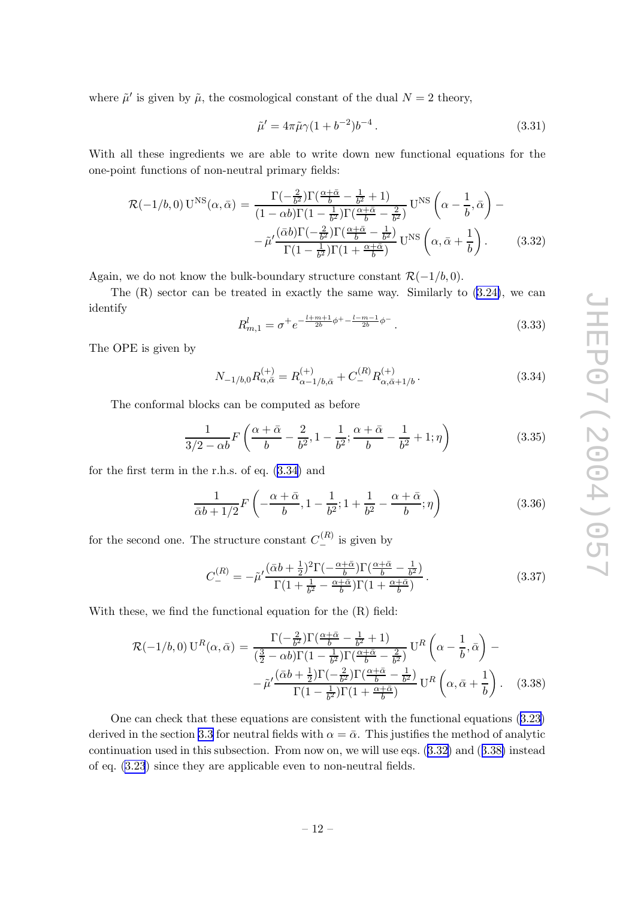where $\tilde{\mu}'$ is given by $\tilde{\mu}$, the cosmological constant of the dual $N=2$ theory,

$$\tilde{\mu}' = 4\pi\tilde{\mu}\gamma(1+b^{-2})b^{-4}\,. \tag{3.31}$$

With all these ingredients we are able to write down new functional equations for the one-point functions of non-neutral primary fields:

$$\begin{aligned}\mathcal{R}(-1/b,0)\,\mathrm{U}^{\mathrm{NS}}(\alpha,\bar{\alpha}) &= \frac{\Gamma(-\frac{2}{b^2})\Gamma(\frac{\alpha+\bar{\alpha}}{b}-\frac{1}{b^2}+1)}{(1-\alpha b)\Gamma(1-\frac{1}{b^2})\Gamma(\frac{\alpha+\bar{\alpha}}{b}-\frac{2}{b^2})}\,\mathrm{U}^{\mathrm{NS}}\left(\alpha-\frac{1}{b},\bar{\alpha}\right) - \\ &\quad -\tilde{\mu}'\frac{(\bar{\alpha}b)\Gamma(-\frac{2}{b^2})\Gamma(\frac{\alpha+\bar{\alpha}}{b}-\frac{1}{b^2})}{\Gamma(1-\frac{1}{b^2})\Gamma(1+\frac{\alpha+\bar{\alpha}}{b})}\,\mathrm{U}^{\mathrm{NS}}\left(\alpha,\bar{\alpha}+\frac{1}{b}\right).\end{aligned} \tag{3.32}$$

Again, we do not know the bulk-boundary structure constant $\mathcal{R}(-1/b,0)$.

The (R) sector can be treated in exactly the same way. Similarly to (3.24), we can identify

$$R^{l}_{m,1} = \sigma^{+}e^{-\frac{l+m+1}{2b}\phi^{+}-\frac{l-m-1}{2b}\phi^{-}}\,. \tag{3.33}$$

The OPE is given by

$$N_{-1/b,0}R^{(+)}_{\alpha,\bar{\alpha}} = R^{(+)}_{\alpha-1/b,\bar{\alpha}} + C^{(R)}_{-}R^{(+)}_{\alpha,\bar{\alpha}+1/b}\,. \tag{3.34}$$

The conformal blocks can be computed as before

$$\frac{1}{3/2-\alpha b}F\left(\frac{\alpha+\bar{\alpha}}{b}-\frac{2}{b^2},1-\frac{1}{b^2};\frac{\alpha+\bar{\alpha}}{b}-\frac{1}{b^2}+1;\eta\right) \tag{3.35}$$

for the first term in the r.h.s. of eq. (3.34) and

$$\frac{1}{\bar{\alpha}b+1/2}F\left(-\frac{\alpha+\bar{\alpha}}{b},1-\frac{1}{b^2};1+\frac{1}{b^2}-\frac{\alpha+\bar{\alpha}}{b};\eta\right) \tag{3.36}$$

for the second one. The structure constant $C^{(R)}_{-}$ is given by

$$C^{(R)}_{-} = -\tilde{\mu}'\frac{(\bar{\alpha}b+\frac{1}{2})^2\Gamma(-\frac{\alpha+\bar{\alpha}}{b})\Gamma(\frac{\alpha+\bar{\alpha}}{b}-\frac{1}{b^2})}{\Gamma(1+\frac{1}{b^2}-\frac{\alpha+\bar{\alpha}}{b})\Gamma(1+\frac{\alpha+\bar{\alpha}}{b})}\,. \tag{3.37}$$

With these, we find the functional equation for the (R) field:

$$\begin{aligned}\mathcal{R}(-1/b,0)\,\mathrm{U}^{R}(\alpha,\bar{\alpha}) &= \frac{\Gamma(-\frac{2}{b^2})\Gamma(\frac{\alpha+\bar{\alpha}}{b}-\frac{1}{b^2}+1)}{(\frac{3}{2}-\alpha b)\Gamma(1-\frac{1}{b^2})\Gamma(\frac{\alpha+\bar{\alpha}}{b}-\frac{2}{b^2})}\,\mathrm{U}^{R}\left(\alpha-\frac{1}{b},\bar{\alpha}\right) - \\ &\quad -\tilde{\mu}'\frac{(\bar{\alpha}b+\frac{1}{2})\Gamma(-\frac{2}{b^2})\Gamma(\frac{\alpha+\bar{\alpha}}{b}-\frac{1}{b^2})}{\Gamma(1-\frac{1}{b^2})\Gamma(1+\frac{\alpha+\bar{\alpha}}{b})}\,\mathrm{U}^{R}\left(\alpha,\bar{\alpha}+\frac{1}{b}\right).\end{aligned} \tag{3.38}$$

One can check that these equations are consistent with the functional equations (3.23) derived in the section 3.3 for neutral fields with $\alpha=\bar{\alpha}$. This justifies the method of analytic continuation used in this subsection. From now on, we will use eqs. (3.32) and (3.38) instead of eq. (3.23) since they are applicable even to non-neutral fields.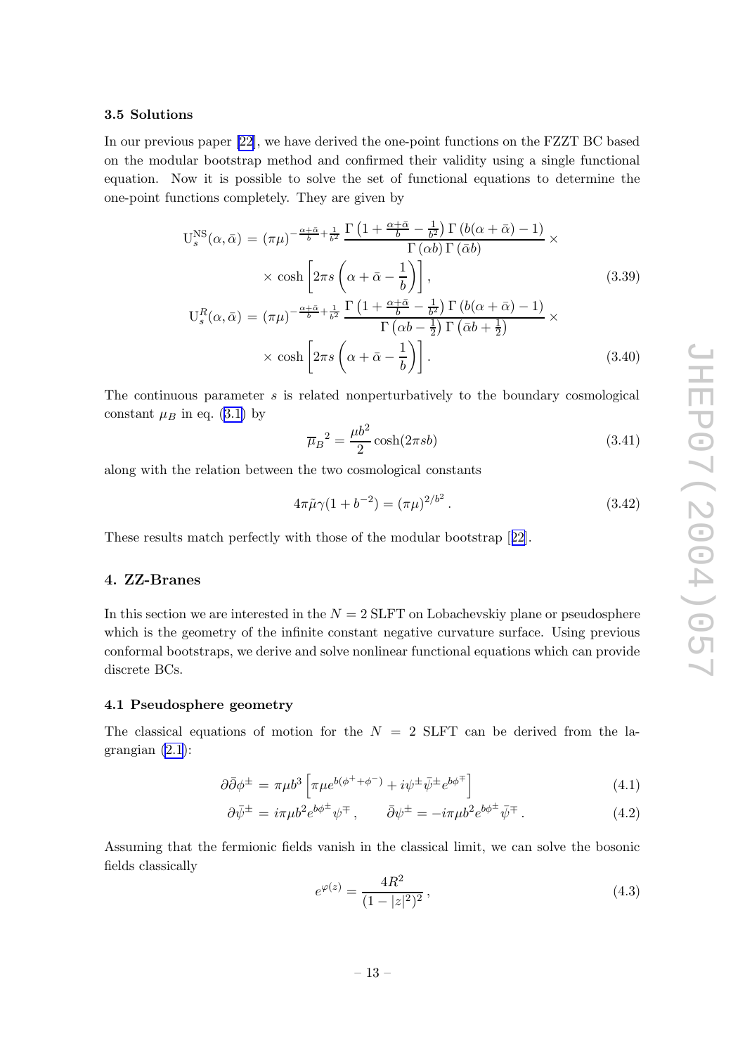### 3.5 Solutions

In our previous paper [22], we have derived the one-point functions on the FZZT BC based on the modular bootstrap method and confirmed their validity using a single functional equation. Now it is possible to solve the set of functional equations to determine the one-point functions completely. They are given by

$$
\begin{aligned}
\mathrm{U}_s^{\mathrm{NS}}(\alpha,\bar{\alpha}) &= (\pi\mu)^{-\frac{\alpha+\bar{\alpha}}{b}+\frac{1}{b^2}} \frac{\Gamma\left(1+\frac{\alpha+\bar{\alpha}}{b}-\frac{1}{b^2}\right)\Gamma\left(b(\alpha+\bar{\alpha})-1\right)}{\Gamma(\alpha b)\,\Gamma(\bar{\alpha}b)} \times \\
&\quad \times \cosh\left[2\pi s\left(\alpha+\bar{\alpha}-\frac{1}{b}\right)\right], \qquad (3.39) \\
\mathrm{U}_s^{R}(\alpha,\bar{\alpha}) &= (\pi\mu)^{-\frac{\alpha+\bar{\alpha}}{b}+\frac{1}{b^2}} \frac{\Gamma\left(1+\frac{\alpha+\bar{\alpha}}{b}-\frac{1}{b^2}\right)\Gamma\left(b(\alpha+\bar{\alpha})-1\right)}{\Gamma\left(\alpha b-\frac{1}{2}\right)\Gamma\left(\bar{\alpha}b+\frac{1}{2}\right)} \times \\
&\quad \times \cosh\left[2\pi s\left(\alpha+\bar{\alpha}-\frac{1}{b}\right)\right]. \qquad (3.40)
\end{aligned}
$$

The continuous parameter $s$ is related nonperturbatively to the boundary cosmological constant $\mu_B$ in eq. (3.1) by

$$
\overline{\mu}_B{}^2 = \frac{\mu b^2}{2}\cosh(2\pi s b) \qquad (3.41)
$$

along with the relation between the two cosmological constants

$$
4\pi\tilde{\mu}\gamma(1+b^{-2}) = (\pi\mu)^{2/b^2}. \qquad (3.42)
$$

These results match perfectly with those of the modular bootstrap [22].

## 4. ZZ-Branes

In this section we are interested in the $N=2$ SLFT on Lobachevskiy plane or pseudosphere which is the geometry of the infinite constant negative curvature surface. Using previous conformal bootstraps, we derive and solve nonlinear functional equations which can provide discrete BCs.

### 4.1 Pseudosphere geometry

The classical equations of motion for the $N=2$ SLFT can be derived from the lagrangian (2.1):

$$
\partial\bar{\partial}\phi^{\pm} = \pi\mu b^3\left[\pi\mu e^{b(\phi^{+}+\phi^{-})} + i\psi^{\pm}\bar{\psi}^{\pm}e^{b\phi^{\mp}}\right] \qquad (4.1)
$$

$$
\partial\bar{\psi}^{\pm} = i\pi\mu b^2 e^{b\phi^{\pm}}\psi^{\mp}, \qquad \bar{\partial}\psi^{\pm} = -i\pi\mu b^2 e^{b\phi^{\pm}}\bar{\psi}^{\mp}. \qquad (4.2)
$$

Assuming that the fermionic fields vanish in the classical limit, we can solve the bosonic fields classically

$$
e^{\varphi(z)} = \frac{4R^2}{(1-|z|^2)^2}, \qquad (4.3)
$$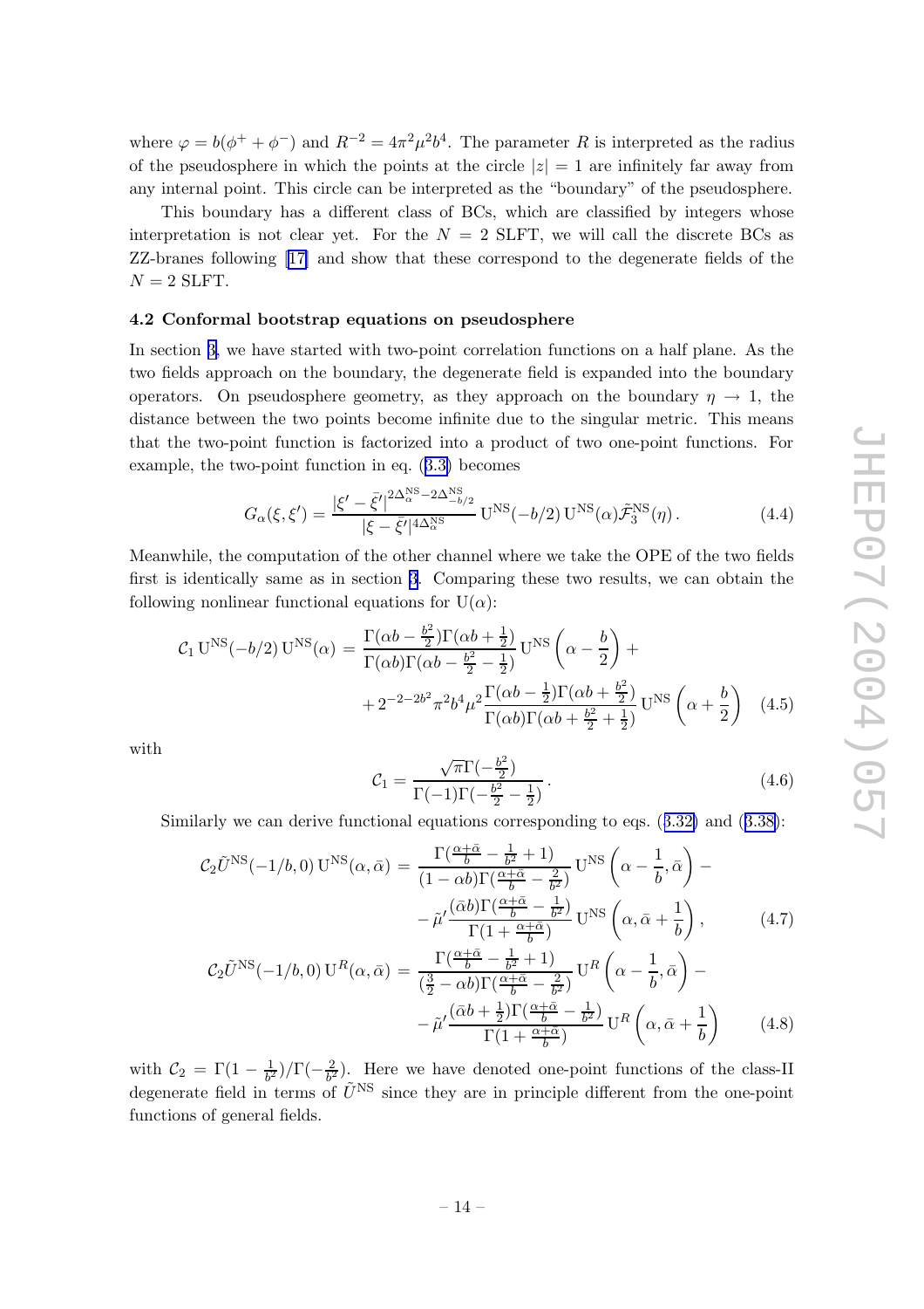where $\varphi = b(\phi^+ + \phi^-)$ and $R^{-2} = 4\pi^2\mu^2 b^4$. The parameter $R$ is interpreted as the radius of the pseudosphere in which the points at the circle $|z| = 1$ are infinitely far away from any internal point. This circle can be interpreted as the "boundary" of the pseudosphere.

This boundary has a different class of BCs, which are classified by integers whose interpretation is not clear yet. For the $N = 2$ SLFT, we will call the discrete BCs as ZZ-branes following [17] and show that these correspond to the degenerate fields of the $N = 2$ SLFT.

### 4.2 Conformal bootstrap equations on pseudosphere

In section 3, we have started with two-point correlation functions on a half plane. As the two fields approach on the boundary, the degenerate field is expanded into the boundary operators. On pseudosphere geometry, as they approach on the boundary $\eta \to 1$, the distance between the two points become infinite due to the singular metric. This means that the two-point function is factorized into a product of two one-point functions. For example, the two-point function in eq. (3.3) becomes

$$G_\alpha(\xi, \xi') = \frac{|\xi' - \bar{\xi}'|^{2\Delta_\alpha^{\rm NS} - 2\Delta_{-b/2}^{\rm NS}}}{|\xi - \bar{\xi}'|^{4\Delta_\alpha^{\rm NS}}} \, {\rm U}^{\rm NS}(-b/2) \, {\rm U}^{\rm NS}(\alpha) \tilde{\mathcal{F}}_3^{\rm NS}(\eta) \,. \tag{4.4}$$

Meanwhile, the computation of the other channel where we take the OPE of the two fields first is identically same as in section 3. Comparing these two results, we can obtain the following nonlinear functional equations for ${\rm U}(\alpha)$:

$$\begin{aligned}
\mathcal{C}_1 \, {\rm U}^{\rm NS}(-b/2) \, {\rm U}^{\rm NS}(\alpha) = & \frac{\Gamma(\alpha b - \frac{b^2}{2})\Gamma(\alpha b + \frac{1}{2})}{\Gamma(\alpha b)\Gamma(\alpha b - \frac{b^2}{2} - \frac{1}{2})} \, {\rm U}^{\rm NS}\left(\alpha - \frac{b}{2}\right) + \\
& + 2^{-2-2b^2} \pi^2 b^4 \mu^2 \frac{\Gamma(\alpha b - \frac{1}{2})\Gamma(\alpha b + \frac{b^2}{2})}{\Gamma(\alpha b)\Gamma(\alpha b + \frac{b^2}{2} + \frac{1}{2})} \, {\rm U}^{\rm NS}\left(\alpha + \frac{b}{2}\right)
\end{aligned} \tag{4.5}$$

with

$$\mathcal{C}_1 = \frac{\sqrt{\pi}\Gamma(-\frac{b^2}{2})}{\Gamma(-1)\Gamma(-\frac{b^2}{2} - \frac{1}{2})} \,. \tag{4.6}$$

Similarly we can derive functional equations corresponding to eqs. (3.32) and (3.38):

$$\begin{aligned}
\mathcal{C}_2 \tilde{U}^{\rm NS}(-1/b, 0) \, {\rm U}^{\rm NS}(\alpha, \bar{\alpha}) = & \frac{\Gamma(\frac{\alpha + \bar{\alpha}}{b} - \frac{1}{b^2} + 1)}{(1 - \alpha b)\Gamma(\frac{\alpha + \bar{\alpha}}{b} - \frac{2}{b^2})} \, {\rm U}^{\rm NS}\left(\alpha - \frac{1}{b}, \bar{\alpha}\right) - \\
& - \tilde{\mu}' \frac{(\bar{\alpha} b)\Gamma(\frac{\alpha + \bar{\alpha}}{b} - \frac{1}{b^2})}{\Gamma(1 + \frac{\alpha + \bar{\alpha}}{b})} \, {\rm U}^{\rm NS}\left(\alpha, \bar{\alpha} + \frac{1}{b}\right),
\end{aligned} \tag{4.7}$$

$$\begin{aligned}
\mathcal{C}_2 \tilde{U}^{\rm NS}(-1/b, 0) \, {\rm U}^{R}(\alpha, \bar{\alpha}) = & \frac{\Gamma(\frac{\alpha + \bar{\alpha}}{b} - \frac{1}{b^2} + 1)}{(\frac{3}{2} - \alpha b)\Gamma(\frac{\alpha + \bar{\alpha}}{b} - \frac{2}{b^2})} \, {\rm U}^{R}\left(\alpha - \frac{1}{b}, \bar{\alpha}\right) - \\
& - \tilde{\mu}' \frac{(\bar{\alpha} b + \frac{1}{2})\Gamma(\frac{\alpha + \bar{\alpha}}{b} - \frac{1}{b^2})}{\Gamma(1 + \frac{\alpha + \bar{\alpha}}{b})} \, {\rm U}^{R}\left(\alpha, \bar{\alpha} + \frac{1}{b}\right)
\end{aligned} \tag{4.8}$$

with $\mathcal{C}_2 = \Gamma(1 - \frac{1}{b^2})/\Gamma(-\frac{2}{b^2})$. Here we have denoted one-point functions of the class-II degenerate field in terms of $\tilde{U}^{\rm NS}$ since they are in principle different from the one-point functions of general fields.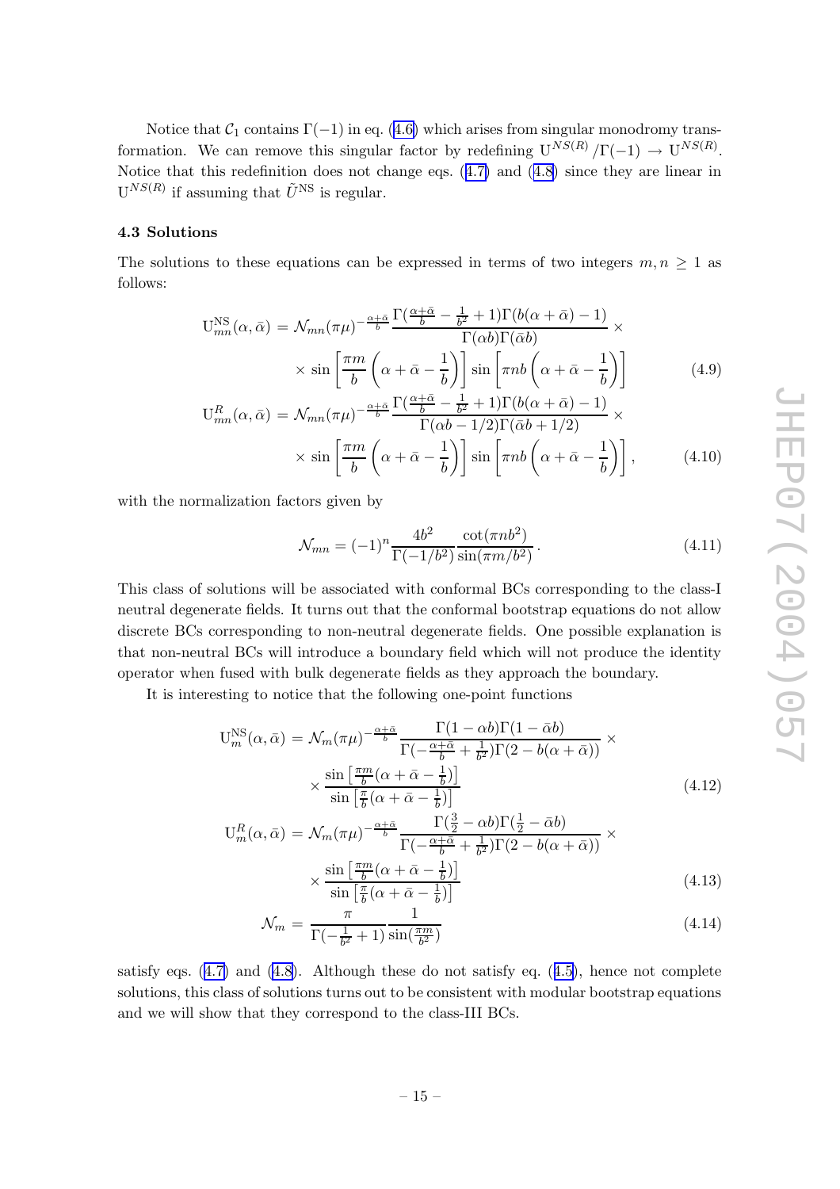Notice that $\mathcal{C}_1$ contains $\Gamma(-1)$ in eq. (4.6) which arises from singular monodromy transformation. We can remove this singular factor by redefining $\mathrm{U}^{NS(R)}/\Gamma(-1) \to \mathrm{U}^{NS(R)}$. Notice that this redefinition does not change eqs. (4.7) and (4.8) since they are linear in $\mathrm{U}^{NS(R)}$ if assuming that $\tilde{U}^{\mathrm{NS}}$ is regular.

### 4.3 Solutions

The solutions to these equations can be expressed in terms of two integers $m, n \geq 1$ as follows:

$$
\begin{aligned}
\mathrm{U}^{\mathrm{NS}}_{mn}(\alpha,\bar{\alpha}) &= \mathcal{N}_{mn}(\pi\mu)^{-\frac{\alpha+\bar{\alpha}}{b}} \frac{\Gamma(\frac{\alpha+\bar{\alpha}}{b}-\frac{1}{b^2}+1)\Gamma(b(\alpha+\bar{\alpha})-1)}{\Gamma(\alpha b)\Gamma(\bar{\alpha}b)} \times \\
&\quad \times \sin\left[\frac{\pi m}{b}\left(\alpha+\bar{\alpha}-\frac{1}{b}\right)\right] \sin\left[\pi n b\left(\alpha+\bar{\alpha}-\frac{1}{b}\right)\right] \qquad (4.9)\\
\mathrm{U}^{R}_{mn}(\alpha,\bar{\alpha}) &= \mathcal{N}_{mn}(\pi\mu)^{-\frac{\alpha+\bar{\alpha}}{b}} \frac{\Gamma(\frac{\alpha+\bar{\alpha}}{b}-\frac{1}{b^2}+1)\Gamma(b(\alpha+\bar{\alpha})-1)}{\Gamma(\alpha b-1/2)\Gamma(\bar{\alpha}b+1/2)} \times \\
&\quad \times \sin\left[\frac{\pi m}{b}\left(\alpha+\bar{\alpha}-\frac{1}{b}\right)\right] \sin\left[\pi n b\left(\alpha+\bar{\alpha}-\frac{1}{b}\right)\right], \qquad (4.10)
\end{aligned}
$$

with the normalization factors given by

$$
\mathcal{N}_{mn} = (-1)^n \frac{4b^2}{\Gamma(-1/b^2)} \frac{\cot(\pi n b^2)}{\sin(\pi m/b^2)}. \qquad (4.11)
$$

This class of solutions will be associated with conformal BCs corresponding to the class-I neutral degenerate fields. It turns out that the conformal bootstrap equations do not allow discrete BCs corresponding to non-neutral degenerate fields. One possible explanation is that non-neutral BCs will introduce a boundary field which will not produce the identity operator when fused with bulk degenerate fields as they approach the boundary.

It is interesting to notice that the following one-point functions

$$
\begin{aligned}
\mathrm{U}^{\mathrm{NS}}_{m}(\alpha,\bar{\alpha}) &= \mathcal{N}_{m}(\pi\mu)^{-\frac{\alpha+\bar{\alpha}}{b}} \frac{\Gamma(1-\alpha b)\Gamma(1-\bar{\alpha}b)}{\Gamma(-\frac{\alpha+\bar{\alpha}}{b}+\frac{1}{b^2})\Gamma(2-b(\alpha+\bar{\alpha}))} \times \\
&\quad \times \frac{\sin\left[\frac{\pi m}{b}(\alpha+\bar{\alpha}-\frac{1}{b})\right]}{\sin\left[\frac{\pi}{b}(\alpha+\bar{\alpha}-\frac{1}{b})\right]} \qquad (4.12)\\
\mathrm{U}^{R}_{m}(\alpha,\bar{\alpha}) &= \mathcal{N}_{m}(\pi\mu)^{-\frac{\alpha+\bar{\alpha}}{b}} \frac{\Gamma(\frac{3}{2}-\alpha b)\Gamma(\frac{1}{2}-\bar{\alpha}b)}{\Gamma(-\frac{\alpha+\bar{\alpha}}{b}+\frac{1}{b^2})\Gamma(2-b(\alpha+\bar{\alpha}))} \times \\
&\quad \times \frac{\sin\left[\frac{\pi m}{b}(\alpha+\bar{\alpha}-\frac{1}{b})\right]}{\sin\left[\frac{\pi}{b}(\alpha+\bar{\alpha}-\frac{1}{b})\right]} \qquad (4.13)\\
\mathcal{N}_m &= \frac{\pi}{\Gamma(-\frac{1}{b^2}+1)} \frac{1}{\sin(\frac{\pi m}{b^2})} \qquad (4.14)
\end{aligned}
$$

satisfy eqs. (4.7) and (4.8). Although these do not satisfy eq. (4.5), hence not complete solutions, this class of solutions turns out to be consistent with modular bootstrap equations and we will show that they correspond to the class-III BCs.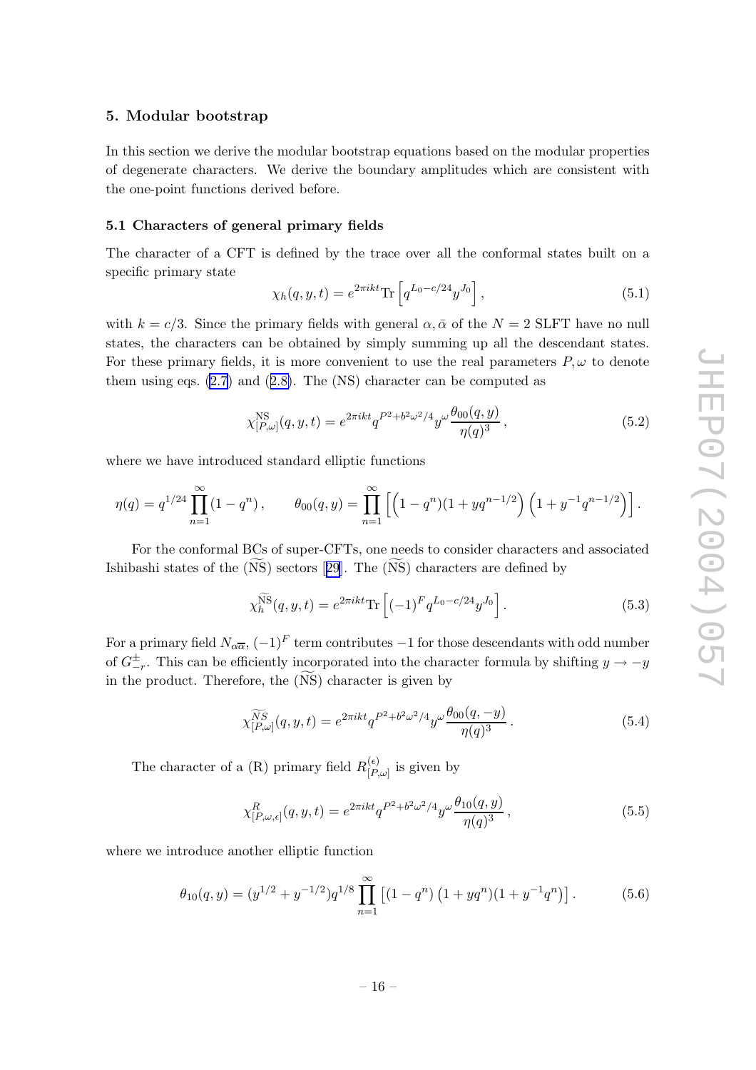## 5. Modular bootstrap

In this section we derive the modular bootstrap equations based on the modular properties of degenerate characters. We derive the boundary amplitudes which are consistent with the one-point functions derived before.

### 5.1 Characters of general primary fields

The character of a CFT is defined by the trace over all the conformal states built on a specific primary state

$$\chi_h(q,y,t) = e^{2\pi i k t}\mathrm{Tr}\left[q^{L_0 - c/24} y^{J_0}\right], \tag{5.1}$$

with $k = c/3$. Since the primary fields with general $\alpha, \bar{\alpha}$ of the $N=2$ SLFT have no null states, the characters can be obtained by simply summing up all the descendant states. For these primary fields, it is more convenient to use the real parameters $P, \omega$ to denote them using eqs. (2.7) and (2.8). The (NS) character can be computed as

$$\chi^{\rm NS}_{[P,\omega]}(q,y,t) = e^{2\pi i k t} q^{P^2 + b^2\omega^2/4} y^{\omega} \frac{\theta_{00}(q,y)}{\eta(q)^3}, \tag{5.2}$$

where we have introduced standard elliptic functions

$$\eta(q) = q^{1/24}\prod_{n=1}^{\infty}(1-q^n), \qquad \theta_{00}(q,y) = \prod_{n=1}^{\infty}\left[\left(1-q^n\right)(1+yq^{n-1/2})\left(1+y^{-1}q^{n-1/2}\right)\right].$$

For the conformal BCs of super-CFTs, one needs to consider characters and associated Ishibashi states of the $(\widetilde{\rm NS})$ sectors [29]. The $(\widetilde{\rm NS})$ characters are defined by

$$\chi^{\widetilde{\rm NS}}_h(q,y,t) = e^{2\pi i k t}\mathrm{Tr}\left[(-1)^F q^{L_0 - c/24} y^{J_0}\right]. \tag{5.3}$$

For a primary field $N_{\alpha\overline{\alpha}}$, $(-1)^F$ term contributes $-1$ for those descendants with odd number of $G^{\pm}_{-r}$. This can be efficiently incorporated into the character formula by shifting $y \to -y$ in the product. Therefore, the $(\widetilde{\rm NS})$ character is given by

$$\chi^{\widetilde{NS}}_{[P,\omega]}(q,y,t) = e^{2\pi i k t} q^{P^2 + b^2\omega^2/4} y^{\omega}\frac{\theta_{00}(q,-y)}{\eta(q)^3}. \tag{5.4}$$

The character of a (R) primary field $R^{(\epsilon)}_{[P,\omega]}$ is given by

$$\chi^{R}_{[P,\omega,\epsilon]}(q,y,t) = e^{2\pi i k t} q^{P^2 + b^2\omega^2/4} y^{\omega}\frac{\theta_{10}(q,y)}{\eta(q)^3}, \tag{5.5}$$

where we introduce another elliptic function

$$\theta_{10}(q,y) = (y^{1/2} + y^{-1/2}) q^{1/8}\prod_{n=1}^{\infty}\left[(1-q^n)\left(1+yq^n\right)(1+y^{-1}q^n)\right]. \tag{5.6}$$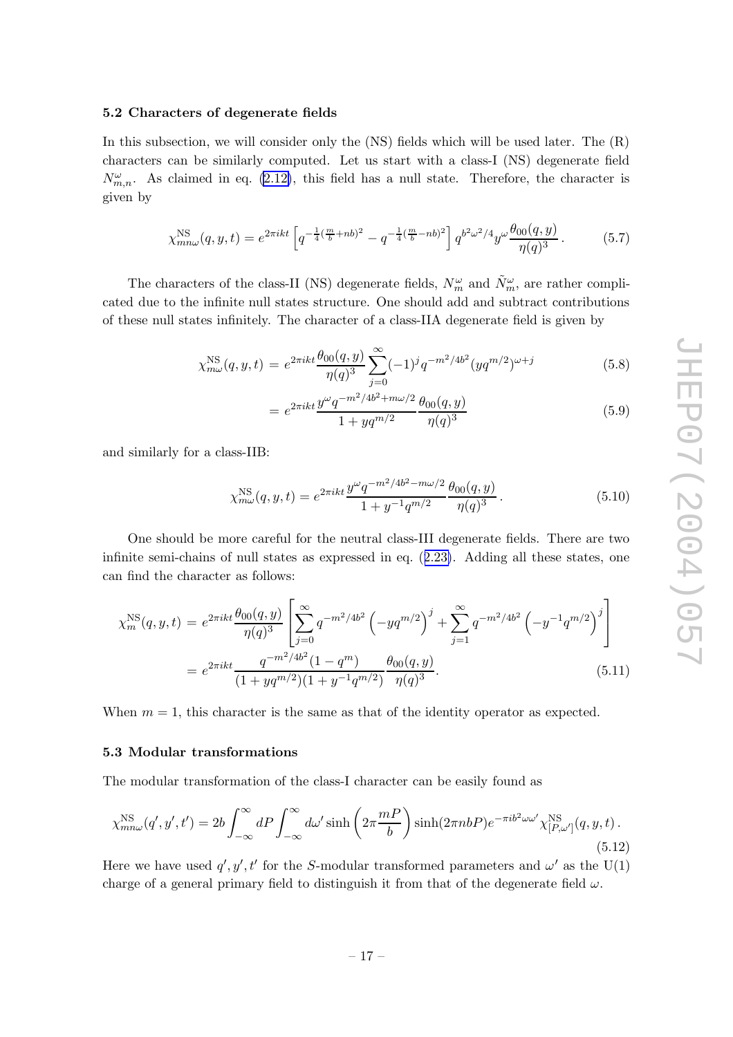### 5.2 Characters of degenerate fields

In this subsection, we will consider only the (NS) fields which will be used later. The (R) characters can be similarly computed. Let us start with a class-I (NS) degenerate field $N^{\omega}_{m,n}$. As claimed in eq. (2.12), this field has a null state. Therefore, the character is given by

$$\chi^{\rm NS}_{mn\omega}(q,y,t) = e^{2\pi ikt}\left[q^{-\frac{1}{4}(\frac{m}{b}+nb)^2} - q^{-\frac{1}{4}(\frac{m}{b}-nb)^2}\right] q^{b^2\omega^2/4} y^{\omega} \frac{\theta_{00}(q,y)}{\eta(q)^3}\,. \tag{5.7}$$

The characters of the class-II (NS) degenerate fields, $N^{\omega}_{m}$ and $\tilde{N}^{\omega}_{m}$, are rather complicated due to the infinite null states structure. One should add and subtract contributions of these null states infinitely. The character of a class-IIA degenerate field is given by

$$\chi^{\rm NS}_{m\omega}(q,y,t) = e^{2\pi ikt}\frac{\theta_{00}(q,y)}{\eta(q)^3}\sum_{j=0}^{\infty}(-1)^j q^{-m^2/4b^2}(yq^{m/2})^{\omega+j} \tag{5.8}$$

$$= e^{2\pi ikt}\frac{y^{\omega}q^{-m^2/4b^2+m\omega/2}}{1+yq^{m/2}}\frac{\theta_{00}(q,y)}{\eta(q)^3} \tag{5.9}$$

and similarly for a class-IIB:

$$\chi^{\rm NS}_{m\omega}(q,y,t) = e^{2\pi ikt}\frac{y^{\omega}q^{-m^2/4b^2-m\omega/2}}{1+y^{-1}q^{m/2}}\frac{\theta_{00}(q,y)}{\eta(q)^3}\,. \tag{5.10}$$

One should be more careful for the neutral class-III degenerate fields. There are two infinite semi-chains of null states as expressed in eq. (2.23). Adding all these states, one can find the character as follows:

$$\chi^{\rm NS}_{m}(q,y,t) = e^{2\pi ikt}\frac{\theta_{00}(q,y)}{\eta(q)^3}\left[\sum_{j=0}^{\infty}q^{-m^2/4b^2}\left(-yq^{m/2}\right)^j + \sum_{j=1}^{\infty}q^{-m^2/4b^2}\left(-y^{-1}q^{m/2}\right)^j\right]$$

$$= e^{2\pi ikt}\frac{q^{-m^2/4b^2}(1-q^m)}{(1+yq^{m/2})(1+y^{-1}q^{m/2})}\frac{\theta_{00}(q,y)}{\eta(q)^3}. \tag{5.11}$$

When $m=1$, this character is the same as that of the identity operator as expected.

### 5.3 Modular transformations

The modular transformation of the class-I character can be easily found as

$$\chi^{\rm NS}_{mn\omega}(q',y',t') = 2b\int_{-\infty}^{\infty}dP\int_{-\infty}^{\infty}d\omega'\sinh\left(2\pi\frac{mP}{b}\right)\sinh(2\pi nbP)e^{-\pi ib^2\omega\omega'}\chi^{\rm NS}_{[P,\omega']}(q,y,t)\,. \tag{5.12}$$

Here we have used $q', y', t'$ for the $S$-modular transformed parameters and $\omega'$ as the U(1) charge of a general primary field to distinguish it from that of the degenerate field $\omega$.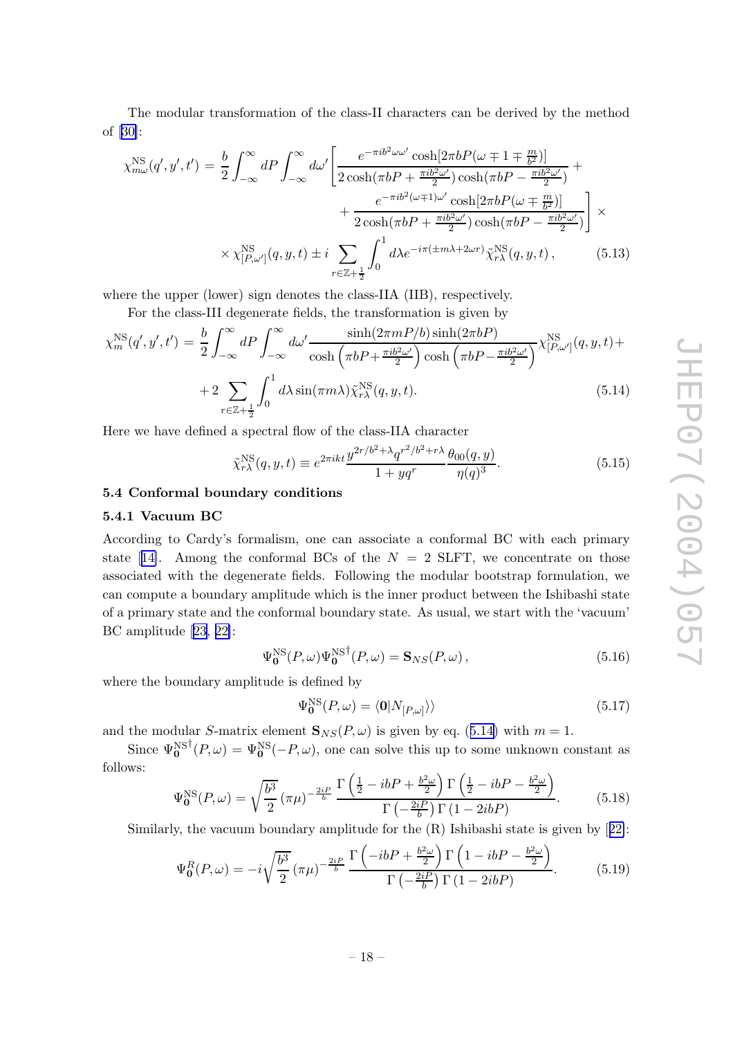The modular transformation of the class-II characters can be derived by the method of [30]:

$$
\begin{aligned}
\chi^{\rm NS}_{m\omega}(q',y',t') = \frac{b}{2}\int_{-\infty}^{\infty} dP \int_{-\infty}^{\infty} d\omega' \Bigg[ & \frac{e^{-\pi i b^2 \omega\omega'}\cosh[2\pi b P(\omega \mp 1 \mp \frac{m}{b^2})]}{2\cosh(\pi b P + \frac{\pi i b^2\omega'}{2})\cosh(\pi b P - \frac{\pi i b^2 \omega'}{2})} + \\
& + \frac{e^{-\pi i b^2(\omega \mp 1)\omega'}\cosh[2\pi b P(\omega \mp \frac{m}{b^2})]}{2\cosh(\pi b P + \frac{\pi i b^2\omega'}{2})\cosh(\pi b P - \frac{\pi i b^2\omega'}{2})}\Bigg] \times \\
\times \chi^{\rm NS}_{[P,\omega']}(q,y,t) \pm i \sum_{r\in\mathbb{Z}+\frac{1}{2}} & \int_0^1 d\lambda e^{-i\pi(\pm m\lambda + 2\omega r)}\tilde{\chi}^{\rm NS}_{r\lambda}(q,y,t)\,,
\end{aligned} \tag{5.13}
$$

where the upper (lower) sign denotes the class-IIA (IIB), respectively.

For the class-III degenerate fields, the transformation is given by

$$
\begin{aligned}
\chi^{\rm NS}_{m}(q',y',t') = \frac{b}{2}\int_{-\infty}^{\infty} dP \int_{-\infty}^{\infty} d\omega' \frac{\sinh(2\pi m P/b)\sinh(2\pi b P)}{\cosh\left(\pi b P + \frac{\pi i b^2\omega'}{2}\right)\cosh\left(\pi b P - \frac{\pi i b^2\omega'}{2}\right)} \chi^{\rm NS}_{[P,\omega']}(q,y,t) + \\
+ 2\sum_{r\in\mathbb{Z}+\frac{1}{2}}\int_0^1 d\lambda \sin(\pi m\lambda)\tilde{\chi}^{\rm NS}_{r\lambda}(q,y,t).
\end{aligned} \tag{5.14}
$$

Here we have defined a spectral flow of the class-IIA character

$$
\tilde{\chi}^{\rm NS}_{r\lambda}(q,y,t) \equiv e^{2\pi i k t}\frac{y^{2r/b^2+\lambda}q^{r^2/b^2+r\lambda}}{1+yq^r}\frac{\theta_{00}(q,y)}{\eta(q)^3}. \tag{5.15}
$$

### 5.4 Conformal boundary conditions

#### 5.4.1 Vacuum BC

According to Cardy's formalism, one can associate a conformal BC with each primary state [14]. Among the conformal BCs of the $N=2$ SLFT, we concentrate on those associated with the degenerate fields. Following the modular bootstrap formulation, we can compute a boundary amplitude which is the inner product between the Ishibashi state of a primary state and the conformal boundary state. As usual, we start with the 'vacuum' BC amplitude [23, 22]:

$$
\Psi^{\rm NS}_{\mathbf{0}}(P,\omega)\Psi^{\rm NS\dagger}_{\mathbf{0}}(P,\omega) = \mathbf{S}_{NS}(P,\omega)\,, \tag{5.16}
$$

where the boundary amplitude is defined by

$$
\Psi^{\rm NS}_{\mathbf{0}}(P,\omega) = \langle \mathbf{0} | N_{[P,\omega]}\rangle\rangle \tag{5.17}
$$

and the modular $S$-matrix element $\mathbf{S}_{NS}(P,\omega)$ is given by eq. (5.14) with $m=1$.

Since $\Psi^{\rm NS\dagger}_{\mathbf{0}}(P,\omega) = \Psi^{\rm NS}_{\mathbf{0}}(-P,\omega)$, one can solve this up to some unknown constant as follows:

$$
\Psi^{\rm NS}_{\mathbf{0}}(P,\omega) = \sqrt{\frac{b^3}{2}}\,(\pi\mu)^{-\frac{2iP}{b}}\,\frac{\Gamma\left(\frac{1}{2} - ibP + \frac{b^2\omega}{2}\right)\Gamma\left(\frac{1}{2} - ibP - \frac{b^2\omega}{2}\right)}{\Gamma\left(-\frac{2iP}{b}\right)\Gamma\left(1 - 2ibP\right)}. \tag{5.18}
$$

Similarly, the vacuum boundary amplitude for the (R) Ishibashi state is given by [22]:

$$
\Psi^{R}_{\mathbf{0}}(P,\omega) = -i\sqrt{\frac{b^3}{2}}\,(\pi\mu)^{-\frac{2iP}{b}}\,\frac{\Gamma\left(-ibP + \frac{b^2\omega}{2}\right)\Gamma\left(1 - ibP - \frac{b^2\omega}{2}\right)}{\Gamma\left(-\frac{2iP}{b}\right)\Gamma\left(1 - 2ibP\right)}. \tag{5.19}
$$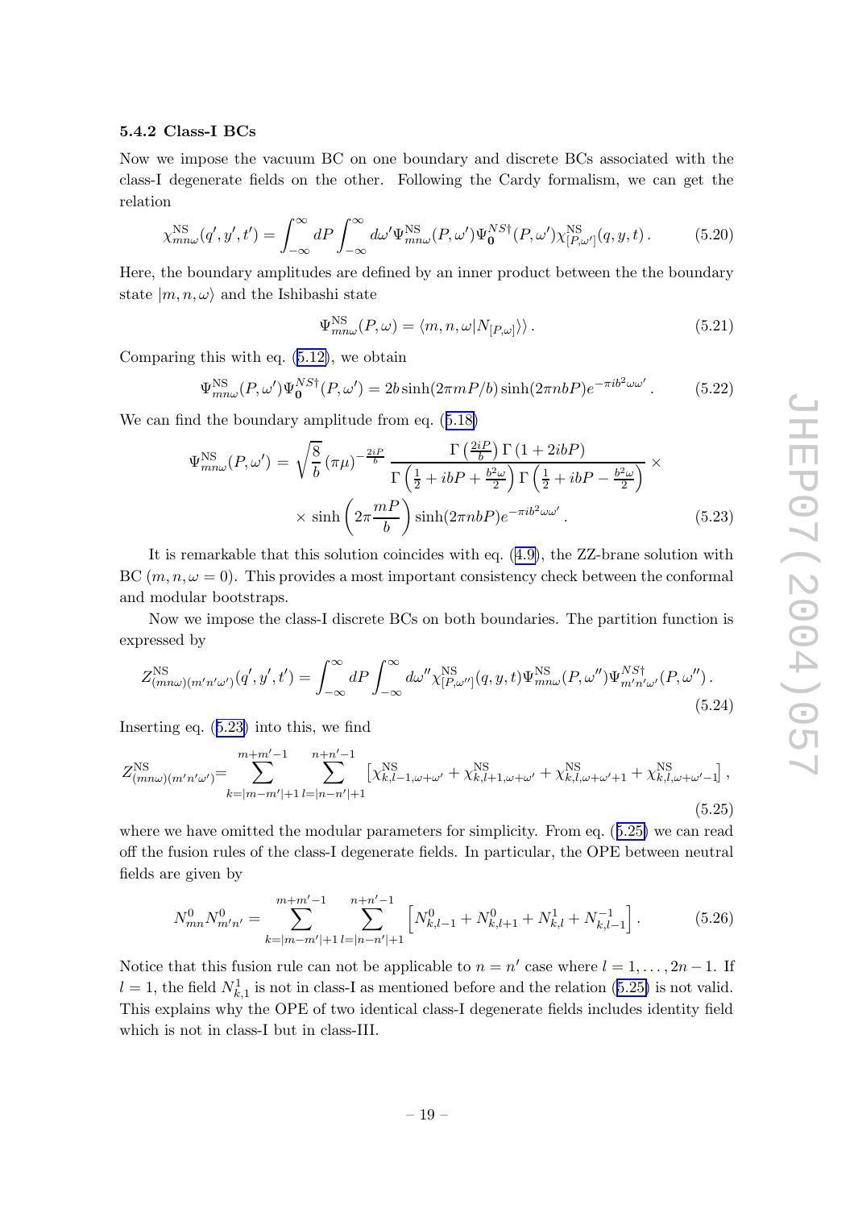#### 5.4.2 Class-I BCs

Now we impose the vacuum BC on one boundary and discrete BCs associated with the class-I degenerate fields on the other. Following the Cardy formalism, we can get the relation

$$\chi^{\rm NS}_{mn\omega}(q',y',t') = \int_{-\infty}^{\infty} dP \int_{-\infty}^{\infty} d\omega' \Psi^{\rm NS}_{mn\omega}(P,\omega') \Psi^{NS\dagger}_{\mathbf{0}}(P,\omega') \chi^{\rm NS}_{[P,\omega']}(q,y,t)\,. \tag{5.20}$$

Here, the boundary amplitudes are defined by an inner product between the the boundary state $|m,n,\omega\rangle$ and the Ishibashi state

$$\Psi^{\rm NS}_{mn\omega}(P,\omega) = \langle m,n,\omega | N_{[P,\omega]}\rangle\rangle\,. \tag{5.21}$$

Comparing this with eq. (5.12), we obtain

$$\Psi^{\rm NS}_{mn\omega}(P,\omega')\Psi^{NS\dagger}_{\mathbf{0}}(P,\omega') = 2b\sinh(2\pi mP/b)\sinh(2\pi nbP)e^{-\pi i b^2 \omega\omega'}\,. \tag{5.22}$$

We can find the boundary amplitude from eq. (5.18)

$$\begin{aligned}\Psi^{\rm NS}_{mn\omega}(P,\omega') &= \sqrt{\frac{8}{b}}\,(\pi\mu)^{-\frac{2iP}{b}} \frac{\Gamma\left(\frac{2iP}{b}\right)\Gamma\left(1+2ibP\right)}{\Gamma\left(\frac{1}{2}+ibP+\frac{b^2\omega}{2}\right)\Gamma\left(\frac{1}{2}+ibP-\frac{b^2\omega}{2}\right)} \times \\ &\quad\times \sinh\left(2\pi\frac{mP}{b}\right)\sinh(2\pi nbP)e^{-\pi i b^2\omega\omega'}\,.\end{aligned} \tag{5.23}$$

It is remarkable that this solution coincides with eq. (4.9), the ZZ-brane solution with BC $(m,n,\omega=0)$. This provides a most important consistency check between the conformal and modular bootstraps.

Now we impose the class-I discrete BCs on both boundaries. The partition function is expressed by

$$Z^{\rm NS}_{(mn\omega)(m'n'\omega')}(q',y',t') = \int_{-\infty}^{\infty} dP \int_{-\infty}^{\infty} d\omega'' \chi^{\rm NS}_{[P,\omega'']}(q,y,t) \Psi^{\rm NS}_{mn\omega}(P,\omega'')\Psi^{NS\dagger}_{m'n'\omega'}(P,\omega'')\,. \tag{5.24}$$

Inserting eq. (5.23) into this, we find

$$Z^{\rm NS}_{(mn\omega)(m'n'\omega')} = \sum_{k=|m-m'|+1}^{m+m'-1}\sum_{l=|n-n'|+1}^{n+n'-1}\left[\chi^{\rm NS}_{k,l-1,\omega+\omega'}+\chi^{\rm NS}_{k,l+1,\omega+\omega'}+\chi^{\rm NS}_{k,l,\omega+\omega'+1}+\chi^{\rm NS}_{k,l,\omega+\omega'-1}\right], \tag{5.25}$$

where we have omitted the modular parameters for simplicity. From eq. (5.25) we can read off the fusion rules of the class-I degenerate fields. In particular, the OPE between neutral fields are given by

$$N^0_{mn}N^0_{m'n'} = \sum_{k=|m-m'|+1}^{m+m'-1}\sum_{l=|n-n'|+1}^{n+n'-1}\left[N^0_{k,l-1}+N^0_{k,l+1}+N^1_{k,l}+N^{-1}_{k,l-1}\right]. \tag{5.26}$$

Notice that this fusion rule can not be applicable to $n=n'$ case where $l=1,\ldots,2n-1$. If $l=1$, the field $N^1_{k,1}$ is not in class-I as mentioned before and the relation (5.25) is not valid. This explains why the OPE of two identical class-I degenerate fields includes identity field which is not in class-I but in class-III.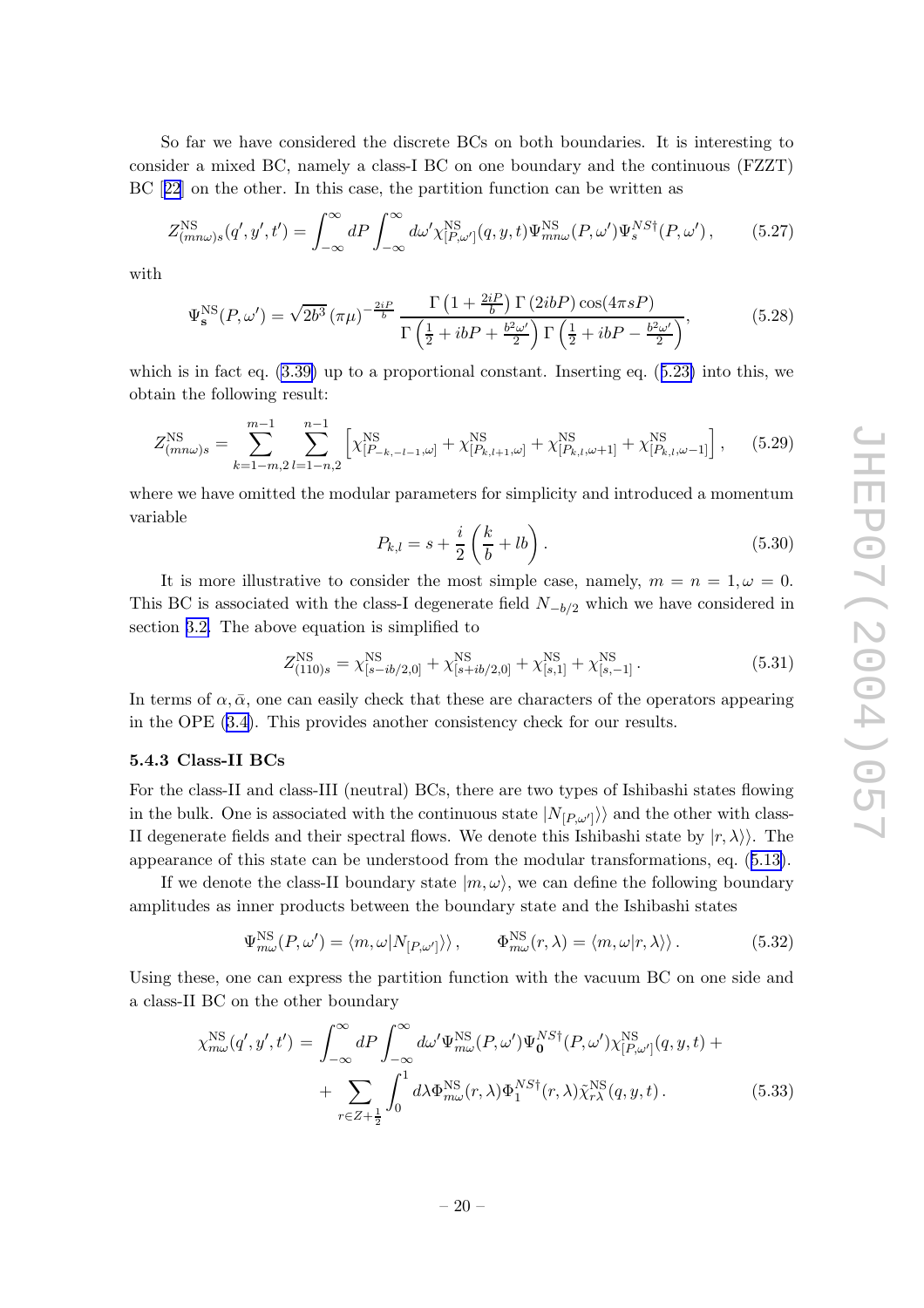So far we have considered the discrete BCs on both boundaries. It is interesting to consider a mixed BC, namely a class-I BC on one boundary and the continuous (FZZT) BC [22] on the other. In this case, the partition function can be written as

$$Z^{\rm NS}_{(mn\omega)s}(q',y',t') = \int_{-\infty}^{\infty} dP \int_{-\infty}^{\infty} d\omega' \chi^{\rm NS}_{[P,\omega']}(q,y,t)\Psi^{\rm NS}_{mn\omega}(P,\omega')\Psi^{NS\dagger}_{s}(P,\omega')\,, \tag{5.27}$$

with

$$\Psi^{\rm NS}_{\mathbf{s}}(P,\omega') = \sqrt{2b^3}\,(\pi\mu)^{-\frac{2iP}{b}} \frac{\Gamma\left(1+\frac{2iP}{b}\right)\Gamma\left(2ibP\right)\cos(4\pi sP)}{\Gamma\left(\frac{1}{2}+ibP+\frac{b^2\omega'}{2}\right)\Gamma\left(\frac{1}{2}+ibP-\frac{b^2\omega'}{2}\right)}, \tag{5.28}$$

which is in fact eq. (3.39) up to a proportional constant. Inserting eq. (5.23) into this, we obtain the following result:

$$Z^{\rm NS}_{(mn\omega)s} = \sum_{k=1-m,2}^{m-1}\sum_{l=1-n,2}^{n-1}\left[\chi^{\rm NS}_{[P_{-k,-l-1},\omega]} + \chi^{\rm NS}_{[P_{k,l+1},\omega]} + \chi^{\rm NS}_{[P_{k,l},\omega+1]} + \chi^{\rm NS}_{[P_{k,l},\omega-1]}\right], \tag{5.29}$$

where we have omitted the modular parameters for simplicity and introduced a momentum variable

$$P_{k,l} = s + \frac{i}{2}\left(\frac{k}{b}+lb\right). \tag{5.30}$$

It is more illustrative to consider the most simple case, namely, $m=n=1, \omega=0$. This BC is associated with the class-I degenerate field $N_{-b/2}$ which we have considered in section 3.2. The above equation is simplified to

$$Z^{\rm NS}_{(110)s} = \chi^{\rm NS}_{[s-ib/2,0]} + \chi^{\rm NS}_{[s+ib/2,0]} + \chi^{\rm NS}_{[s,1]} + \chi^{\rm NS}_{[s,-1]}\,. \tag{5.31}$$

In terms of $\alpha, \bar{\alpha}$, one can easily check that these are characters of the operators appearing in the OPE (3.4). This provides another consistency check for our results.

### 5.4.3 Class-II BCs

For the class-II and class-III (neutral) BCs, there are two types of Ishibashi states flowing in the bulk. One is associated with the continuous state $|N_{[P,\omega']}\rangle\rangle$ and the other with class-II degenerate fields and their spectral flows. We denote this Ishibashi state by $|r,\lambda\rangle\rangle$. The appearance of this state can be understood from the modular transformations, eq. (5.13).

If we denote the class-II boundary state $|m,\omega\rangle$, we can define the following boundary amplitudes as inner products between the boundary state and the Ishibashi states

$$\Psi^{\rm NS}_{m\omega}(P,\omega') = \langle m,\omega|N_{[P,\omega']}\rangle\rangle\,, \qquad \Phi^{\rm NS}_{m\omega}(r,\lambda) = \langle m,\omega|r,\lambda\rangle\rangle\,. \tag{5.32}$$

Using these, one can express the partition function with the vacuum BC on one side and a class-II BC on the other boundary

$$\begin{aligned}\chi^{\rm NS}_{m\omega}(q',y',t') = &\int_{-\infty}^{\infty} dP \int_{-\infty}^{\infty} d\omega' \Psi^{\rm NS}_{m\omega}(P,\omega')\Psi^{NS\dagger}_{\mathbf{0}}(P,\omega')\chi^{\rm NS}_{[P,\omega']}(q,y,t) + \\ &+ \sum_{r\in Z+\frac{1}{2}}\int_0^1 d\lambda \Phi^{\rm NS}_{m\omega}(r,\lambda)\Phi^{NS\dagger}_{1}(r,\lambda)\tilde{\chi}^{\rm NS}_{r\lambda}(q,y,t)\,. \end{aligned} \tag{5.33}$$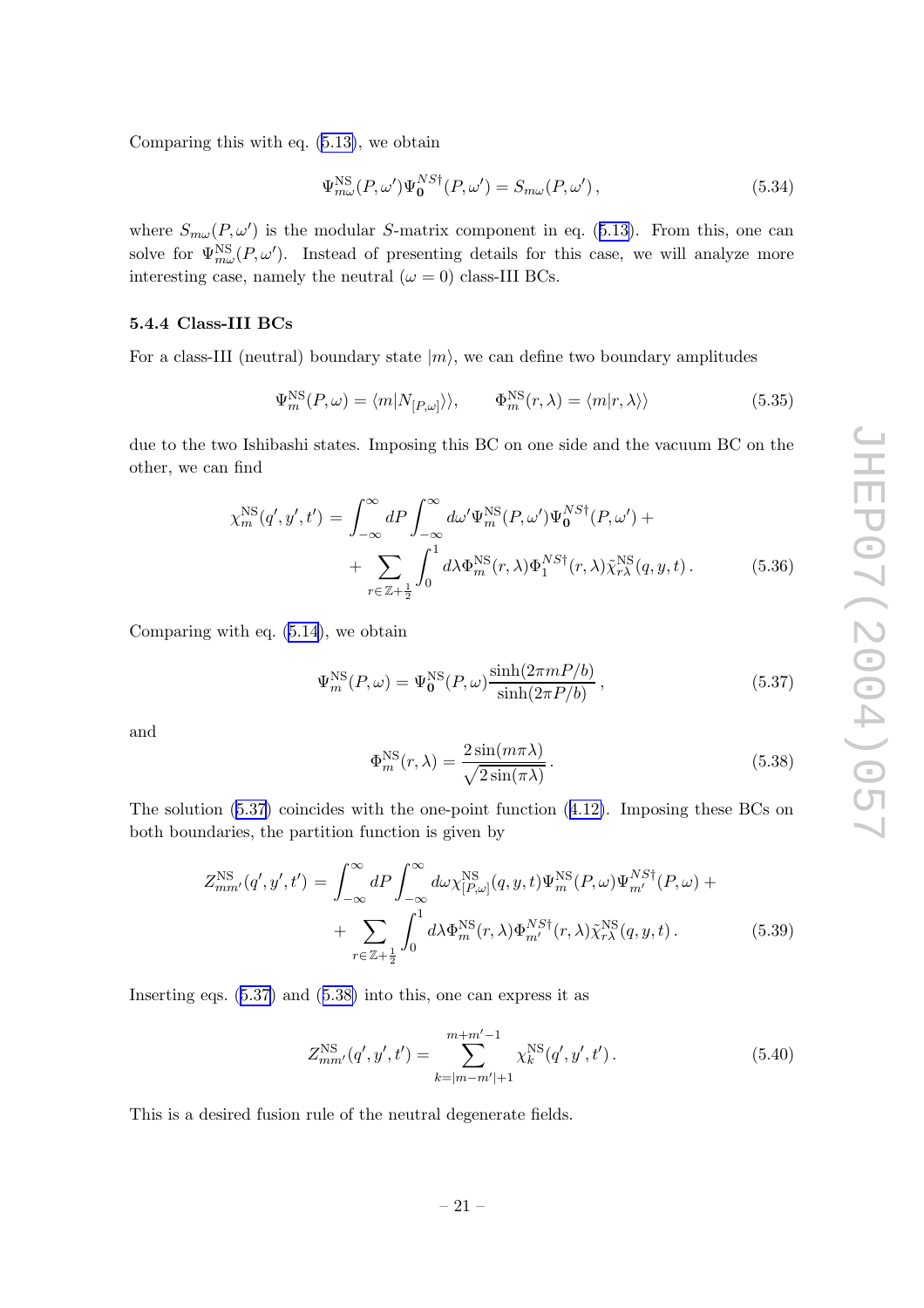Comparing this with eq. (5.13), we obtain

$$\Psi^{\rm NS}_{m\omega}(P,\omega')\Psi^{NS\dagger}_{\mathbf{0}}(P,\omega') = S_{m\omega}(P,\omega')\,, \tag{5.34}$$

where $S_{m\omega}(P,\omega')$ is the modular $S$-matrix component in eq. (5.13). From this, one can solve for $\Psi^{\rm NS}_{m\omega}(P,\omega')$. Instead of presenting details for this case, we will analyze more interesting case, namely the neutral ($\omega = 0$) class-III BCs.

### 5.4.4 Class-III BCs

For a class-III (neutral) boundary state $|m\rangle$, we can define two boundary amplitudes

$$\Psi^{\rm NS}_{m}(P,\omega) = \langle m|N_{[P,\omega]}\rangle\rangle, \qquad \Phi^{\rm NS}_{m}(r,\lambda) = \langle m|r,\lambda\rangle\rangle \tag{5.35}$$

due to the two Ishibashi states. Imposing this BC on one side and the vacuum BC on the other, we can find

$$\begin{aligned}\chi^{\rm NS}_{m}(q',y',t') = & \int_{-\infty}^{\infty}dP\int_{-\infty}^{\infty}d\omega'\Psi^{\rm NS}_{m}(P,\omega')\Psi^{NS\dagger}_{\mathbf{0}}(P,\omega') + \\ & + \sum_{r\in\mathbb{Z}+\frac{1}{2}}\int_0^1 d\lambda\Phi^{\rm NS}_{m}(r,\lambda)\Phi^{NS\dagger}_{1}(r,\lambda)\tilde{\chi}^{\rm NS}_{r\lambda}(q,y,t)\,.\end{aligned} \tag{5.36}$$

Comparing with eq. (5.14), we obtain

$$\Psi^{\rm NS}_{m}(P,\omega) = \Psi^{\rm NS}_{\mathbf{0}}(P,\omega)\frac{\sinh(2\pi mP/b)}{\sinh(2\pi P/b)}\,, \tag{5.37}$$

and

$$\Phi^{\rm NS}_{m}(r,\lambda) = \frac{2\sin(m\pi\lambda)}{\sqrt{2\sin(\pi\lambda)}}\,. \tag{5.38}$$

The solution (5.37) coincides with the one-point function (4.12). Imposing these BCs on both boundaries, the partition function is given by

$$\begin{aligned}Z^{\rm NS}_{mm'}(q',y',t') = & \int_{-\infty}^{\infty}dP\int_{-\infty}^{\infty}d\omega\chi^{\rm NS}_{[P,\omega]}(q,y,t)\Psi^{\rm NS}_{m}(P,\omega)\Psi^{NS\dagger}_{m'}(P,\omega) + \\ & + \sum_{r\in\mathbb{Z}+\frac{1}{2}}\int_0^1 d\lambda\Phi^{\rm NS}_{m}(r,\lambda)\Phi^{NS\dagger}_{m'}(r,\lambda)\tilde{\chi}^{\rm NS}_{r\lambda}(q,y,t)\,.\end{aligned} \tag{5.39}$$

Inserting eqs. (5.37) and (5.38) into this, one can express it as

$$Z^{\rm NS}_{mm'}(q',y',t') = \sum_{k=|m-m'|+1}^{m+m'-1}\chi^{\rm NS}_{k}(q',y',t')\,. \tag{5.40}$$

This is a desired fusion rule of the neutral degenerate fields.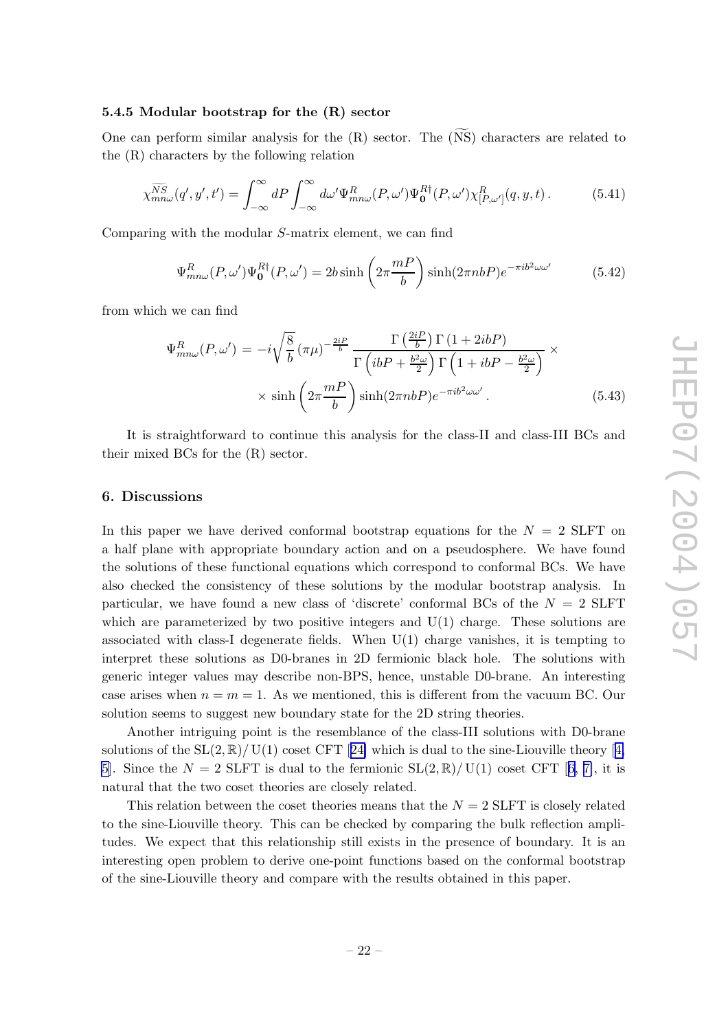#### 5.4.5 Modular bootstrap for the (R) sector

One can perform similar analysis for the (R) sector. The ($\widetilde{\text{NS}}$) characters are related to the (R) characters by the following relation

$$\chi^{\widetilde{NS}}_{mn\omega}(q',y',t') = \int_{-\infty}^{\infty} dP \int_{-\infty}^{\infty} d\omega' \Psi^R_{mn\omega}(P,\omega')\Psi^{R\dagger}_{\mathbf{0}}(P,\omega')\chi^R_{[P,\omega']}(q,y,t)\,. \tag{5.41}$$

Comparing with the modular $S$-matrix element, we can find

$$\Psi^R_{mn\omega}(P,\omega')\Psi^{R\dagger}_{\mathbf{0}}(P,\omega') = 2b\sinh\left(2\pi\frac{mP}{b}\right)\sinh(2\pi nbP)e^{-\pi i b^2\omega\omega'} \tag{5.42}$$

from which we can find

$$\begin{aligned}\Psi^R_{mn\omega}(P,\omega') &= -i\sqrt{\frac{8}{b}}\,(\pi\mu)^{-\frac{2iP}{b}}\,\frac{\Gamma\left(\frac{2iP}{b}\right)\Gamma\left(1+2ibP\right)}{\Gamma\left(ibP+\frac{b^2\omega}{2}\right)\Gamma\left(1+ibP-\frac{b^2\omega}{2}\right)}\times\\ &\quad\times\sinh\left(2\pi\frac{mP}{b}\right)\sinh(2\pi nbP)e^{-\pi i b^2\omega\omega'}\,.\end{aligned} \tag{5.43}$$

It is straightforward to continue this analysis for the class-II and class-III BCs and their mixed BCs for the (R) sector.

## 6. Discussions

In this paper we have derived conformal bootstrap equations for the $N = 2$ SLFT on a half plane with appropriate boundary action and on a pseudosphere. We have found the solutions of these functional equations which correspond to conformal BCs. We have also checked the consistency of these solutions by the modular bootstrap analysis. In particular, we have found a new class of 'discrete' conformal BCs of the $N = 2$ SLFT which are parameterized by two positive integers and U(1) charge. These solutions are associated with class-I degenerate fields. When U(1) charge vanishes, it is tempting to interpret these solutions as D0-branes in 2D fermionic black hole. The solutions with generic integer values may describe non-BPS, hence, unstable D0-brane. An interesting case arises when $n = m = 1$. As we mentioned, this is different from the vacuum BC. Our solution seems to suggest new boundary state for the 2D string theories.

Another intriguing point is the resemblance of the class-III solutions with D0-brane solutions of the $\mathrm{SL}(2,\mathbb{R})/\,\mathrm{U}(1)$ coset CFT [24] which is dual to the sine-Liouville theory [4, 5]. Since the $N = 2$ SLFT is dual to the fermionic $\mathrm{SL}(2,\mathbb{R})/\,\mathrm{U}(1)$ coset CFT [6, 7], it is natural that the two coset theories are closely related.

This relation between the coset theories means that the $N = 2$ SLFT is closely related to the sine-Liouville theory. This can be checked by comparing the bulk reflection amplitudes. We expect that this relationship still exists in the presence of boundary. It is an interesting open problem to derive one-point functions based on the conformal bootstrap of the sine-Liouville theory and compare with the results obtained in this paper.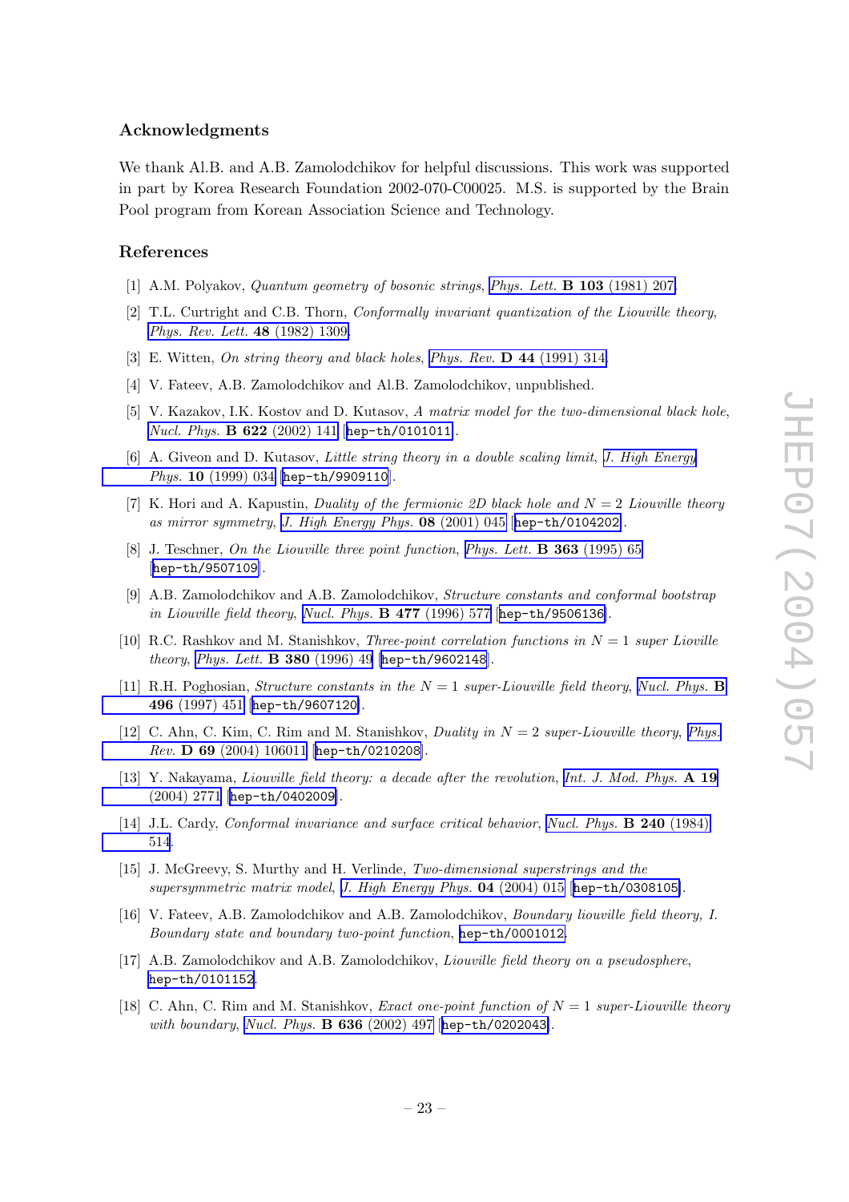## Acknowledgments

We thank Al.B. and A.B. Zamolodchikov for helpful discussions. This work was supported in part by Korea Research Foundation 2002-070-C00025. M.S. is supported by the Brain Pool program from Korean Association Science and Technology.

## References

[1] A.M. Polyakov, *Quantum geometry of bosonic strings*, *Phys. Lett.* **B 103** (1981) 207.

[2] T.L. Curtright and C.B. Thorn, *Conformally invariant quantization of the Liouville theory*, *Phys. Rev. Lett.* **48** (1982) 1309.

[3] E. Witten, *On string theory and black holes*, *Phys. Rev.* **D 44** (1991) 314.

[4] V. Fateev, A.B. Zamolodchikov and Al.B. Zamolodchikov, unpublished.

[5] V. Kazakov, I.K. Kostov and D. Kutasov, *A matrix model for the two-dimensional black hole*, *Nucl. Phys.* **B 622** (2002) 141 [hep-th/0101011].

[6] A. Giveon and D. Kutasov, *Little string theory in a double scaling limit*, *J. High Energy Phys.* **10** (1999) 034 [hep-th/9909110].

[7] K. Hori and A. Kapustin, *Duality of the fermionic 2D black hole and $N = 2$ Liouville theory as mirror symmetry*, *J. High Energy Phys.* **08** (2001) 045 [hep-th/0104202].

[8] J. Teschner, *On the Liouville three point function*, *Phys. Lett.* **B 363** (1995) 65 [hep-th/9507109].

[9] A.B. Zamolodchikov and A.B. Zamolodchikov, *Structure constants and conformal bootstrap in Liouville field theory*, *Nucl. Phys.* **B 477** (1996) 577 [hep-th/9506136].

[10] R.C. Rashkov and M. Stanishkov, *Three-point correlation functions in $N = 1$ super Lioville theory*, *Phys. Lett.* **B 380** (1996) 49 [hep-th/9602148].

[11] R.H. Poghosian, *Structure constants in the $N = 1$ super-Liouville field theory*, *Nucl. Phys.* **B 496** (1997) 451 [hep-th/9607120].

[12] C. Ahn, C. Kim, C. Rim and M. Stanishkov, *Duality in $N = 2$ super-Liouville theory*, *Phys. Rev.* **D 69** (2004) 106011 [hep-th/0210208].

[13] Y. Nakayama, *Liouville field theory: a decade after the revolution*, *Int. J. Mod. Phys.* **A 19** (2004) 2771 [hep-th/0402009].

[14] J.L. Cardy, *Conformal invariance and surface critical behavior*, *Nucl. Phys.* **B 240** (1984) 514.

[15] J. McGreevy, S. Murthy and H. Verlinde, *Two-dimensional superstrings and the supersymmetric matrix model*, *J. High Energy Phys.* **04** (2004) 015 [hep-th/0308105].

[16] V. Fateev, A.B. Zamolodchikov and A.B. Zamolodchikov, *Boundary liouville field theory, I. Boundary state and boundary two-point function*, hep-th/0001012.

[17] A.B. Zamolodchikov and A.B. Zamolodchikov, *Liouville field theory on a pseudosphere*, hep-th/0101152.

[18] C. Ahn, C. Rim and M. Stanishkov, *Exact one-point function of $N = 1$ super-Liouville theory with boundary*, *Nucl. Phys.* **B 636** (2002) 497 [hep-th/0202043].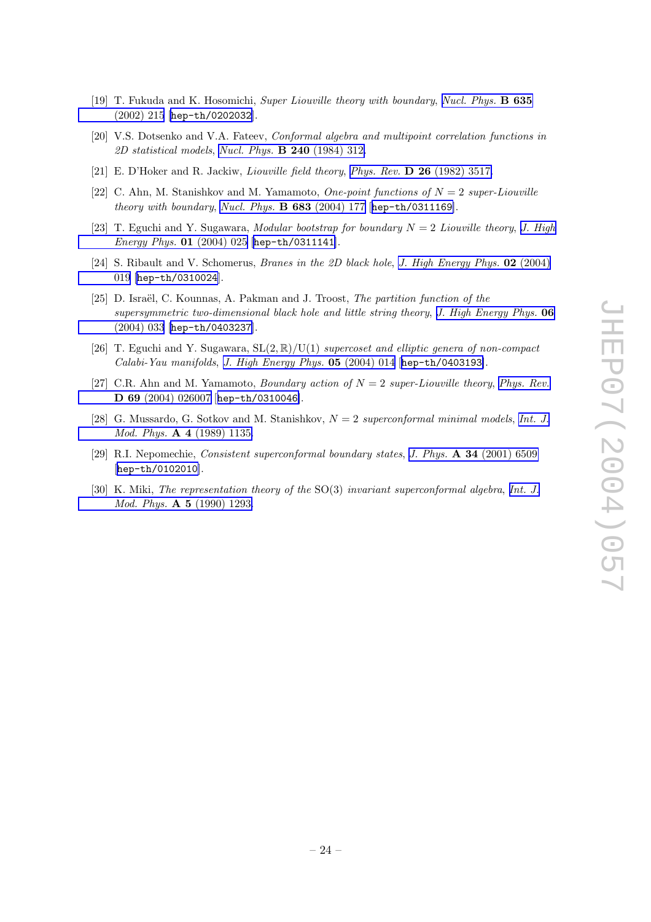[19] T. Fukuda and K. Hosomichi, *Super Liouville theory with boundary*, *Nucl. Phys.* **B 635** (2002) 215 [hep-th/0202032].

[20] V.S. Dotsenko and V.A. Fateev, *Conformal algebra and multipoint correlation functions in 2D statistical models*, *Nucl. Phys.* **B 240** (1984) 312.

[21] E. D'Hoker and R. Jackiw, *Liouville field theory*, *Phys. Rev.* **D 26** (1982) 3517.

[22] C. Ahn, M. Stanishkov and M. Yamamoto, *One-point functions of $N = 2$ super-Liouville theory with boundary*, *Nucl. Phys.* **B 683** (2004) 177 [hep-th/0311169].

[23] T. Eguchi and Y. Sugawara, *Modular bootstrap for boundary $N = 2$ Liouville theory*, *J. High Energy Phys.* **01** (2004) 025 [hep-th/0311141].

[24] S. Ribault and V. Schomerus, *Branes in the 2D black hole*, *J. High Energy Phys.* **02** (2004) 019 [hep-th/0310024].

[25] D. Israël, C. Kounnas, A. Pakman and J. Troost, *The partition function of the supersymmetric two-dimensional black hole and little string theory*, *J. High Energy Phys.* **06** (2004) 033 [hep-th/0403237].

[26] T. Eguchi and Y. Sugawara, $SL(2,\mathbb{R})/U(1)$ *supercoset and elliptic genera of non-compact Calabi-Yau manifolds*, *J. High Energy Phys.* **05** (2004) 014 [hep-th/0403193].

[27] C.R. Ahn and M. Yamamoto, *Boundary action of $N = 2$ super-Liouville theory*, *Phys. Rev.* **D 69** (2004) 026007 [hep-th/0310046].

[28] G. Mussardo, G. Sotkov and M. Stanishkov, *$N = 2$ superconformal minimal models*, *Int. J. Mod. Phys.* **A 4** (1989) 1135.

[29] R.I. Nepomechie, *Consistent superconformal boundary states*, *J. Phys.* **A 34** (2001) 6509 [hep-th/0102010].

[30] K. Miki, *The representation theory of the* $SO(3)$ *invariant superconformal algebra*, *Int. J. Mod. Phys.* **A 5** (1990) 1293.